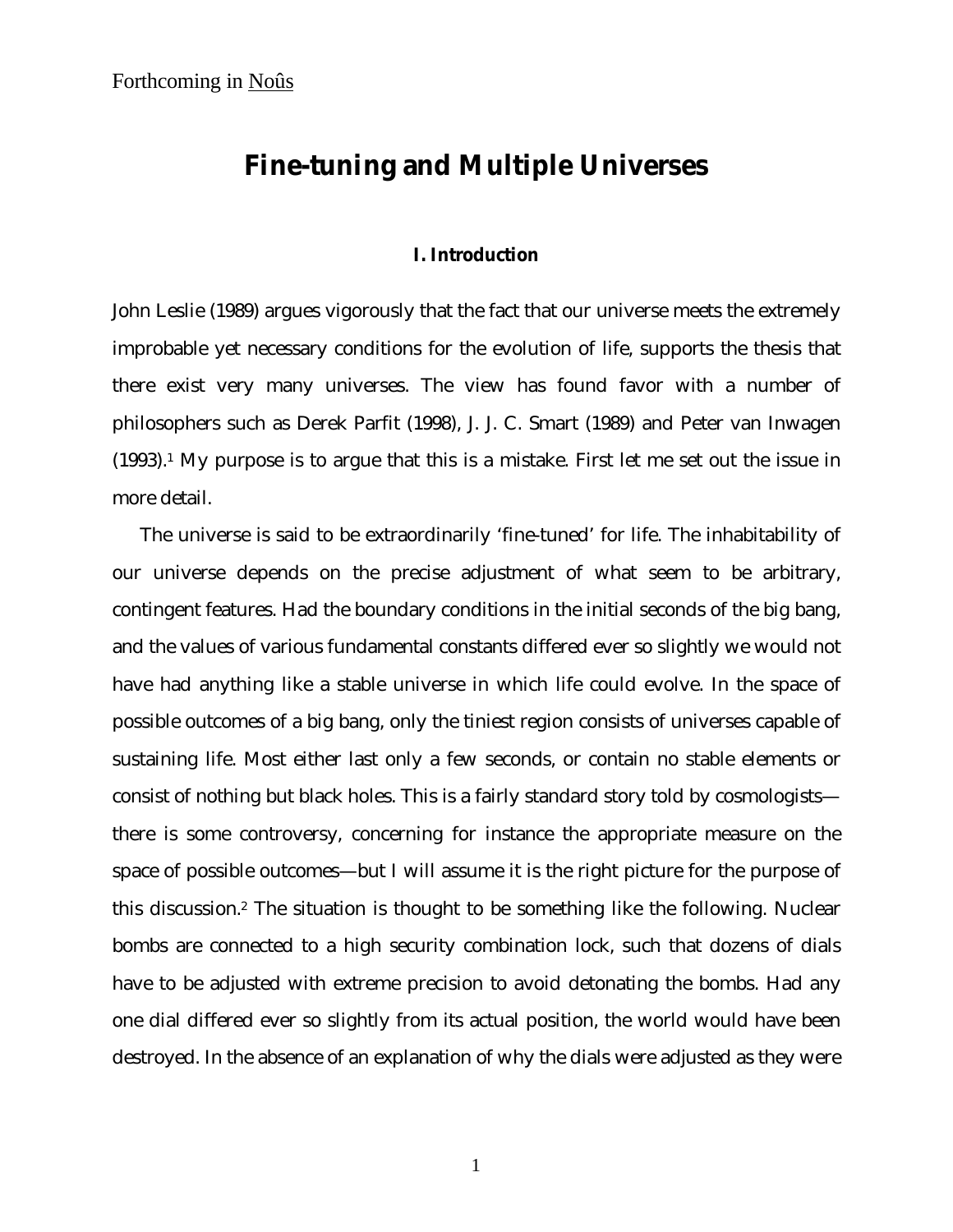Forthcoming in Noûs

# Fine-tuning and Multiple Universes

## I. Introduction

John Leslie (1989) argues vigorously that the fact that our universe meets the extremely improbable yet necessary conditions for the evolution of life, supports the thesis that there exist very many universes. The view has found favor with a number of philosophers such as Derek Parfit (1998), J. J. C. Smart (1989) and Peter van Inwagen (1993).[1] My purpose is to argue that this is a mistake. First let me set out the issue in more detail.

The universe is said to be extraordinarily 'fine-tuned' for life. The inhabitability of our universe depends on the precise adjustment of what seem to be arbitrary, contingent features. Had the boundary conditions in the initial seconds of the big bang, and the values of various fundamental constants differed ever so slightly we would not have had anything like a stable universe in which life could evolve. In the space of possible outcomes of a big bang, only the tiniest region consists of universes capable of sustaining life. Most either last only a few seconds, or contain no stable elements or consist of nothing but black holes. This is a fairly standard story told by cosmologists—there is some controversy, concerning for instance the appropriate measure on the space of possible outcomes—but I will assume it is the right picture for the purpose of this discussion.[2] The situation is thought to be something like the following. Nuclear bombs are connected to a high security combination lock, such that dozens of dials have to be adjusted with extreme precision to avoid detonating the bombs. Had any one dial differed ever so slightly from its actual position, the world would have been destroyed. In the absence of an explanation of why the dials were adjusted as they were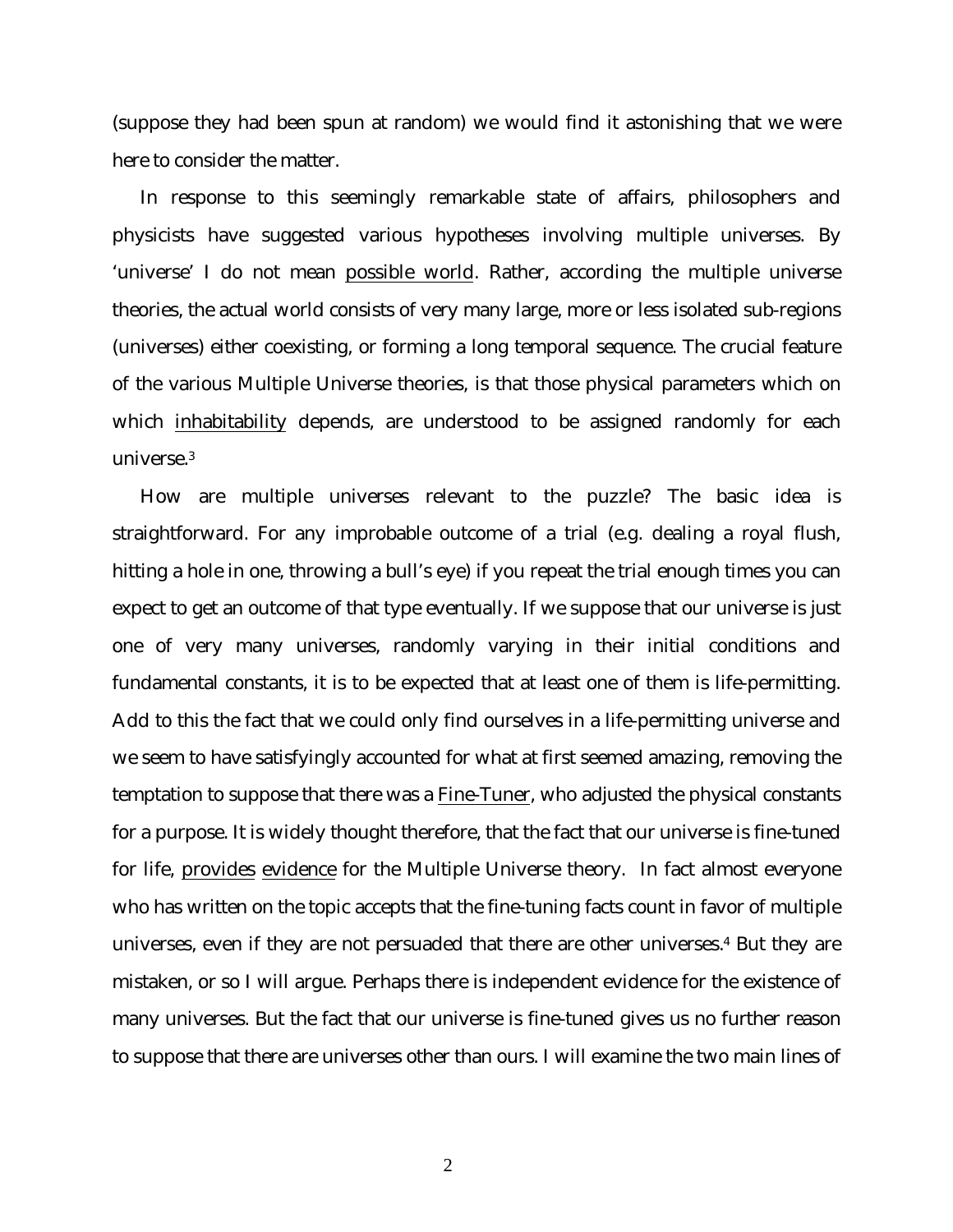(suppose they had been spun at random) we would find it astonishing that we were here to consider the matter.

In response to this seemingly remarkable state of affairs, philosophers and physicists have suggested various hypotheses involving multiple universes. By 'universe' I do not mean possible world. Rather, according the multiple universe theories, the actual world consists of very many large, more or less isolated sub-regions (universes) either coexisting, or forming a long temporal sequence. The crucial feature of the various Multiple Universe theories, is that those physical parameters which on which inhabitability depends, are understood to be assigned randomly for each universe.[3]

How are multiple universes relevant to the puzzle? The basic idea is straightforward. For any improbable outcome of a trial (e.g. dealing a royal flush, hitting a hole in one, throwing a bull's eye) if you repeat the trial enough times you can expect to get an outcome of that type eventually. If we suppose that our universe is just one of very many universes, randomly varying in their initial conditions and fundamental constants, it is to be expected that at least one of them is life-permitting. Add to this the fact that we could only find ourselves in a life-permitting universe and we seem to have satisfyingly accounted for what at first seemed amazing, removing the temptation to suppose that there was a Fine-Tuner, who adjusted the physical constants for a purpose. It is widely thought therefore, that the fact that our universe is fine-tuned for life, provides evidence for the Multiple Universe theory. In fact almost everyone who has written on the topic accepts that the fine-tuning facts count in favor of multiple universes, even if they are not persuaded that there are other universes.[4] But they are mistaken, or so I will argue. Perhaps there is independent evidence for the existence of many universes. But the fact that our universe is fine-tuned gives us no further reason to suppose that there are universes other than ours. I will examine the two main lines of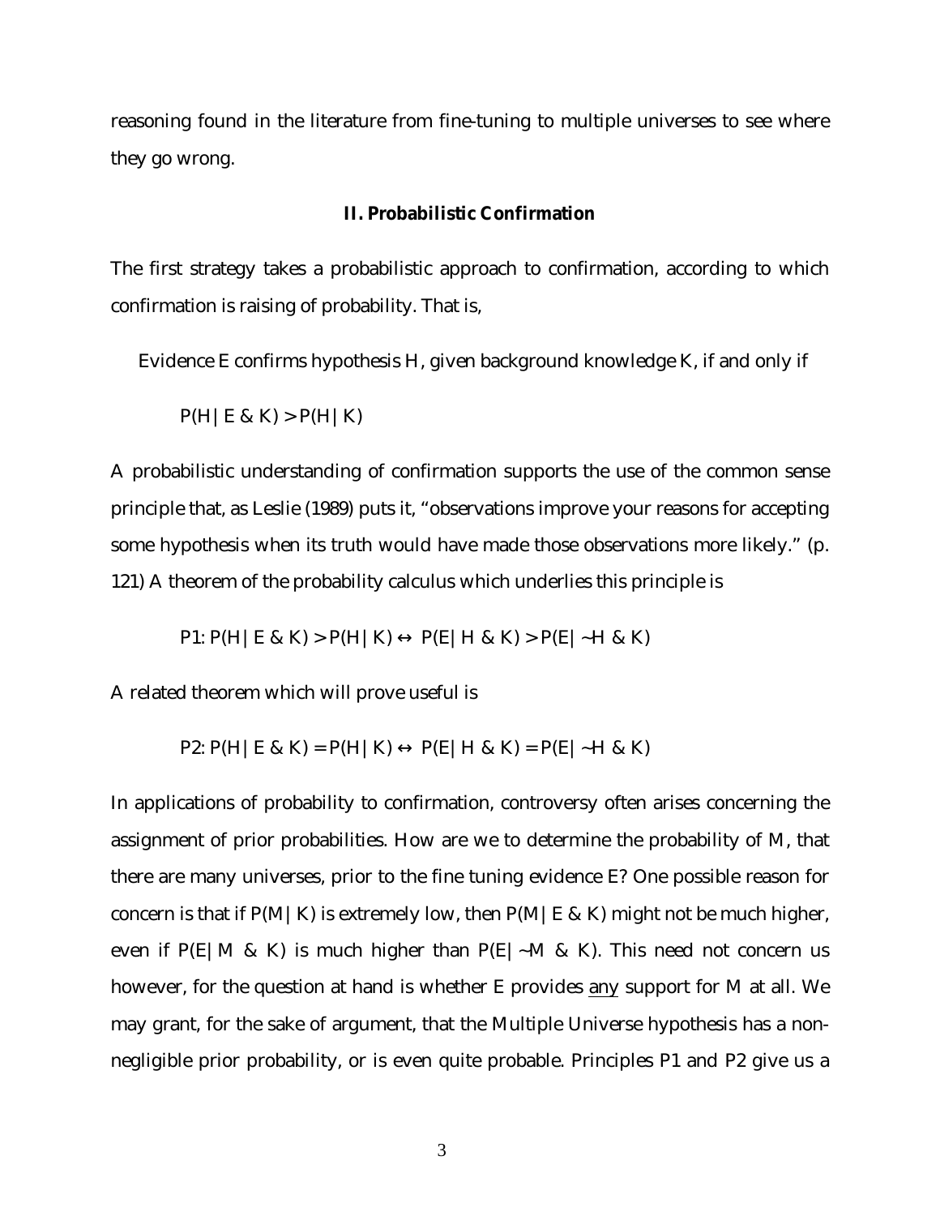reasoning found in the literature from fine-tuning to multiple universes to see where they go wrong.

## II. Probabilistic Confirmation

The first strategy takes a probabilistic approach to confirmation, according to which confirmation is raising of probability. That is,

> Evidence E confirms hypothesis H, given background knowledge K, if and only if
>
> $$P(H \mid E \,\&\, K) > P(H \mid K)$$

A probabilistic understanding of confirmation supports the use of the common sense principle that, as Leslie (1989) puts it, "observations improve your reasons for accepting some hypothesis when its truth would have made those observations more likely." (p. 121) A theorem of the probability calculus which underlies this principle is

$$\text{P1: } P(H \mid E \,\&\, K) > P(H \mid K) \leftrightarrow P(E \mid H \,\&\, K) > P(E \mid {\sim}H \,\&\, K)$$

A related theorem which will prove useful is

$$\text{P2: } P(H \mid E \,\&\, K) = P(H \mid K) \leftrightarrow P(E \mid H \,\&\, K) = P(E \mid {\sim}H \,\&\, K)$$

In applications of probability to confirmation, controversy often arises concerning the assignment of prior probabilities. How are we to determine the probability of M, that there are many universes, prior to the fine tuning evidence E? One possible reason for concern is that if $P(M \mid K)$ is extremely low, then $P(M \mid E \,\&\, K)$ might not be much higher, even if $P(E \mid M \,\&\, K)$ is much higher than $P(E \mid {\sim}M \,\&\, K)$. This need not concern us however, for the question at hand is whether E provides <u>any</u> support for M at all. We may grant, for the sake of argument, that the Multiple Universe hypothesis has a non-negligible prior probability, or is even quite probable. Principles P1 and P2 give us a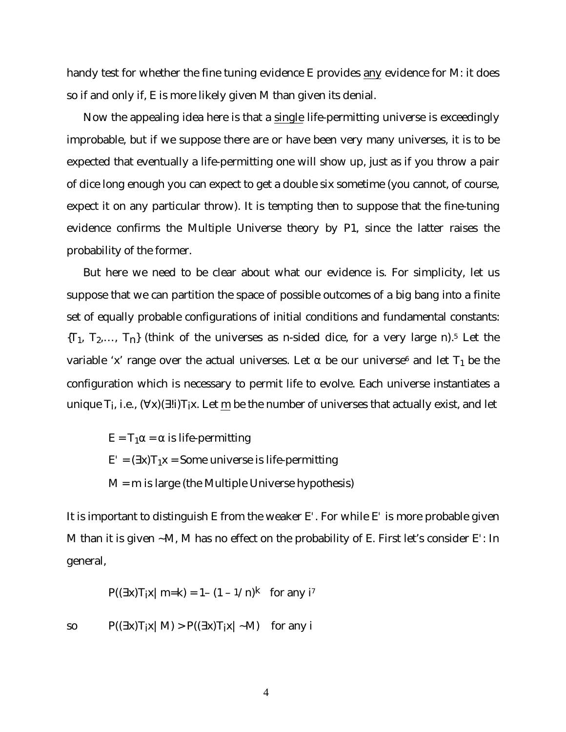handy test for whether the fine tuning evidence E provides _any_ evidence for M: it does so if and only if, E is more likely given M than given its denial.

Now the appealing idea here is that a _single_ life-permitting universe is exceedingly improbable, but if we suppose there are or have been very many universes, it is to be expected that eventually a life-permitting one will show up, just as if you throw a pair of dice long enough you can expect to get a double six sometime (you cannot, of course, expect it on any particular throw). It is tempting then to suppose that the fine-tuning evidence confirms the Multiple Universe theory by P1, since the latter raises the probability of the former.

But here we need to be clear about what our evidence is. For simplicity, let us suppose that we can partition the space of possible outcomes of a big bang into a finite set of equally probable configurations of initial conditions and fundamental constants: $\{T_1, T_2, \ldots, T_n\}$ (think of the universes as n-sided dice, for a very large n).[5] Let the variable 'x' range over the actual universes. Let $\alpha$ be our universe[6] and let $T_1$ be the configuration which is necessary to permit life to evolve. Each universe instantiates a unique $T_i$, i.e., $(\forall x)(\exists! i)T_i x$. Let _m_ be the number of universes that actually exist, and let

$E = T_1\alpha = \alpha$ is life-permitting

$E' = (\exists x)T_1 x =$ Some universe is life-permitting

$M = m$ is large (the Multiple Universe hypothesis)

It is important to distinguish E from the weaker E'. For while E' is more probable given M than it is given ~M, M has no effect on the probability of E. First let's consider E': In general,

$$P((\exists x)T_i x \mid m{=}k) = 1 - (1 - 1/n)^k \quad \text{for any } i$$[7]

so $$P((\exists x)T_i x \mid M) > P((\exists x)T_i x \mid {\sim}M) \quad \text{for any } i$$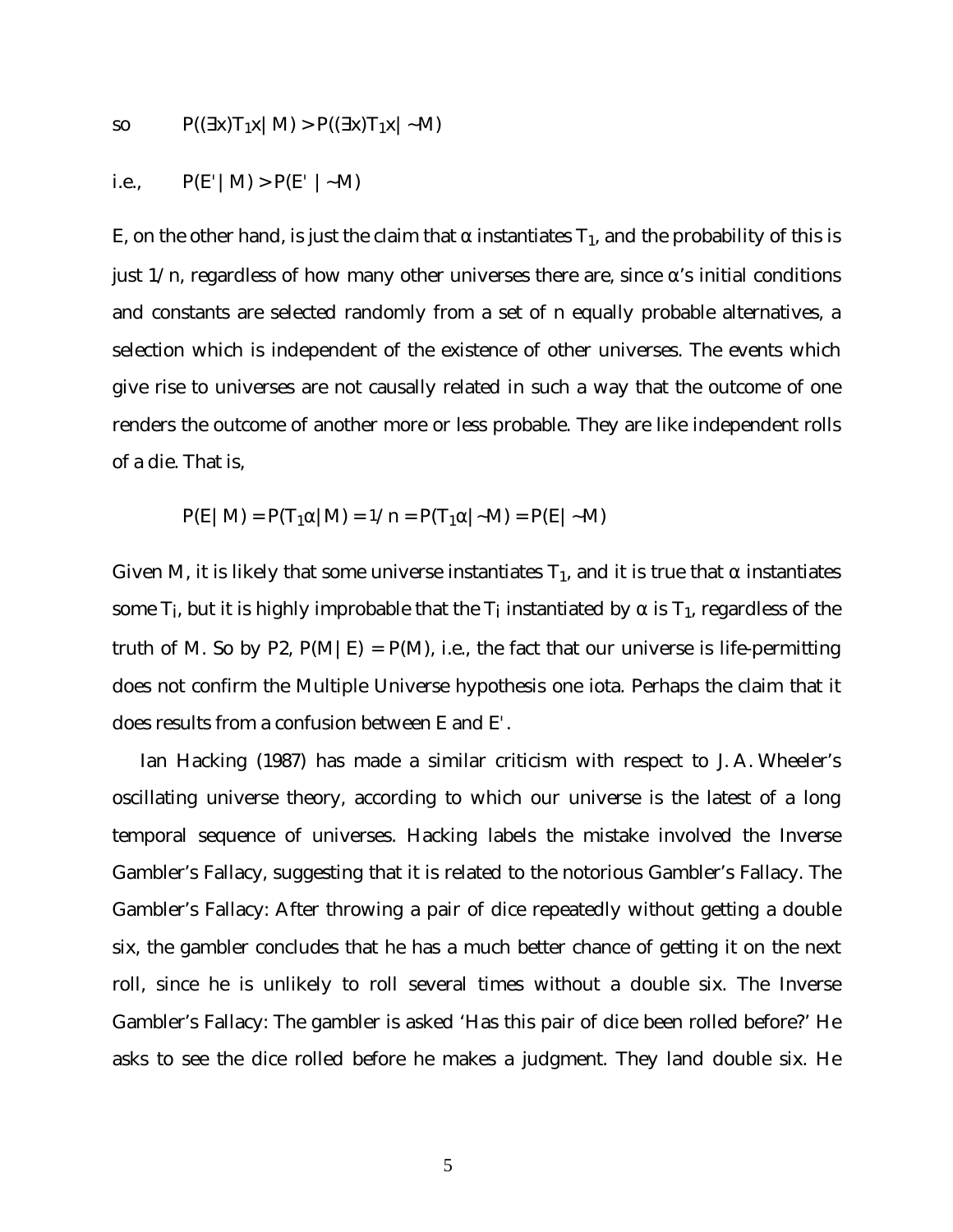so $\quad P((\exists x)T_1x \mid M) > P((\exists x)T_1x \mid \sim M)$

i.e., $\quad P(E' \mid M) > P(E' \mid \sim M)$

E, on the other hand, is just the claim that $\alpha$ instantiates $T_1$, and the probability of this is just $1/n$, regardless of how many other universes there are, since $\alpha$'s initial conditions and constants are selected randomly from a set of n equally probable alternatives, a selection which is independent of the existence of other universes. The events which give rise to universes are not causally related in such a way that the outcome of one renders the outcome of another more or less probable. They are like independent rolls of a die. That is,

$$P(E \mid M) = P(T_1\alpha \mid M) = 1/n = P(T_1\alpha \mid \sim M) = P(E \mid \sim M)$$

Given M, it is likely that some universe instantiates $T_1$, and it is true that $\alpha$ instantiates some $T_i$, but it is highly improbable that the $T_i$ instantiated by $\alpha$ is $T_1$, regardless of the truth of M. So by P2, $P(M \mid E) = P(M)$, i.e., the fact that our universe is life-permitting does not confirm the Multiple Universe hypothesis one iota. Perhaps the claim that it does results from a confusion between E and E'.

Ian Hacking (1987) has made a similar criticism with respect to J. A. Wheeler's oscillating universe theory, according to which our universe is the latest of a long temporal sequence of universes. Hacking labels the mistake involved the Inverse Gambler's Fallacy, suggesting that it is related to the notorious Gambler's Fallacy. The Gambler's Fallacy: After throwing a pair of dice repeatedly without getting a double six, the gambler concludes that he has a much better chance of getting it on the next roll, since he is unlikely to roll several times without a double six. The Inverse Gambler's Fallacy: The gambler is asked 'Has this pair of dice been rolled before?' He asks to see the dice rolled before he makes a judgment. They land double six. He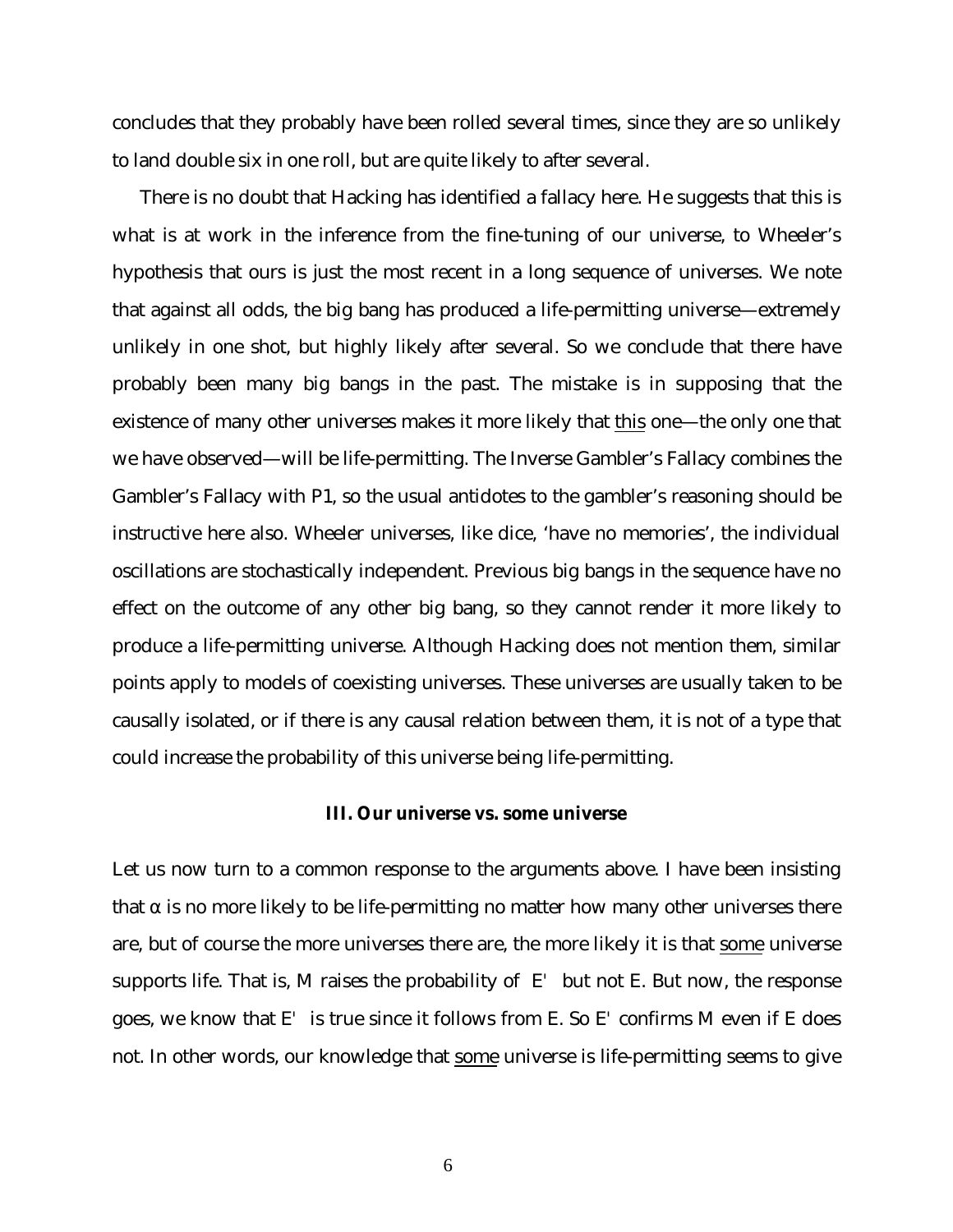concludes that they probably have been rolled several times, since they are so unlikely to land double six in one roll, but are quite likely to after several.

There is no doubt that Hacking has identified a fallacy here. He suggests that this is what is at work in the inference from the fine-tuning of our universe, to Wheeler's hypothesis that ours is just the most recent in a long sequence of universes. We note that against all odds, the big bang has produced a life-permitting universe—extremely unlikely in one shot, but highly likely after several. So we conclude that there have probably been many big bangs in the past. The mistake is in supposing that the existence of many other universes makes it more likely that <u>this</u> one—the only one that we have observed—will be life-permitting. The Inverse Gambler's Fallacy combines the Gambler's Fallacy with P1, so the usual antidotes to the gambler's reasoning should be instructive here also. Wheeler universes, like dice, 'have no memories', the individual oscillations are stochastically independent. Previous big bangs in the sequence have no effect on the outcome of any other big bang, so they cannot render it more likely to produce a life-permitting universe. Although Hacking does not mention them, similar points apply to models of coexisting universes. These universes are usually taken to be causally isolated, or if there is any causal relation between them, it is not of a type that could increase the probability of this universe being life-permitting.

### III. Our universe vs. some universe

Let us now turn to a common response to the arguments above. I have been insisting that $\alpha$ is no more likely to be life-permitting no matter how many other universes there are, but of course the more universes there are, the more likely it is that <u>some</u> universe supports life. That is, $M$ raises the probability of $E'$ but not $E$. But now, the response goes, we know that $E'$ is true since it follows from $E$. So $E'$ confirms $M$ even if $E$ does not. In other words, our knowledge that <u>some</u> universe is life-permitting seems to give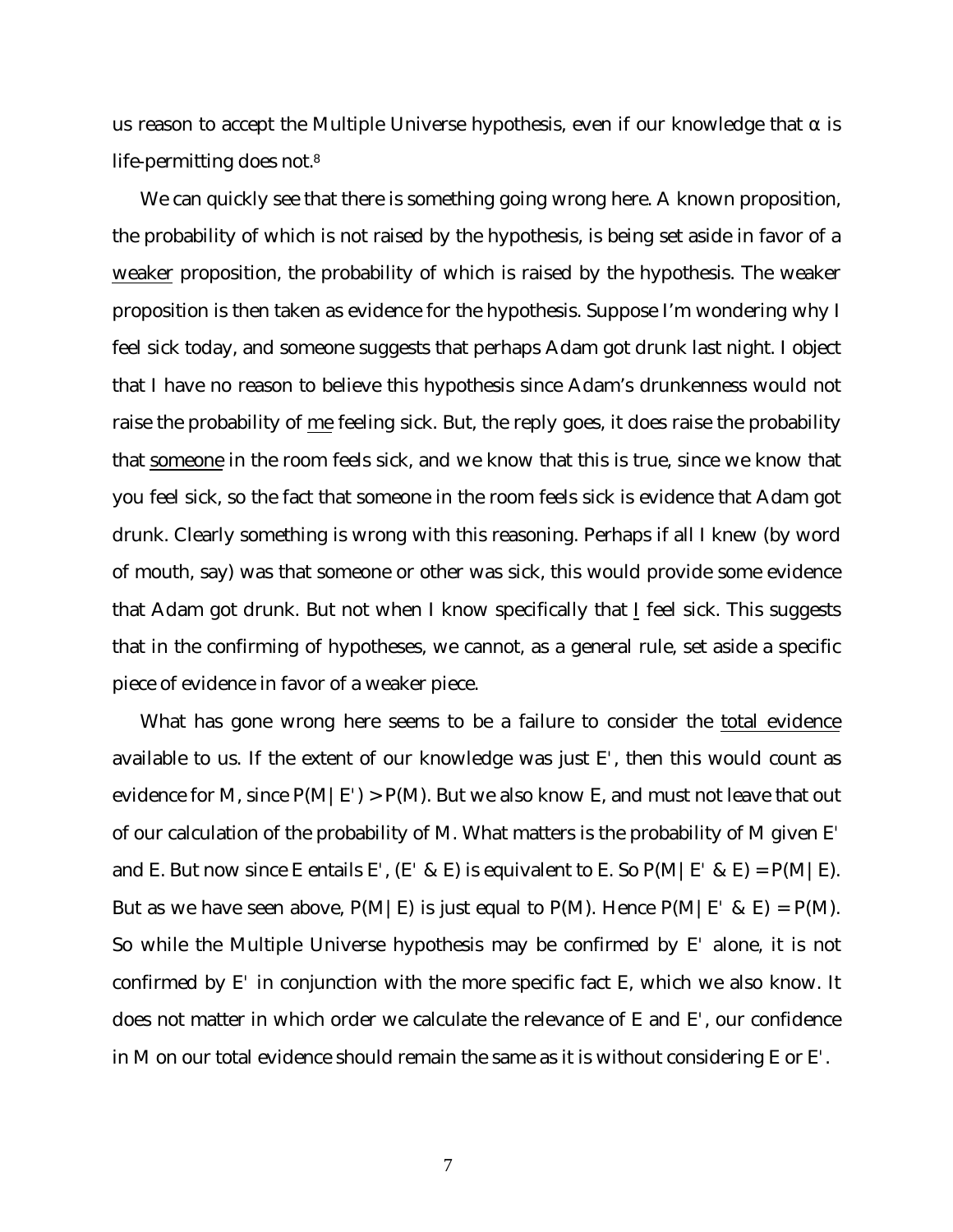us reason to accept the Multiple Universe hypothesis, even if our knowledge that $\alpha$ is life-permitting does not.[8]

We can quickly see that there is something going wrong here. A known proposition, the probability of which is not raised by the hypothesis, is being set aside in favor of a weaker proposition, the probability of which is raised by the hypothesis. The weaker proposition is then taken as evidence for the hypothesis. Suppose I'm wondering why I feel sick today, and someone suggests that perhaps Adam got drunk last night. I object that I have no reason to believe this hypothesis since Adam's drunkenness would not raise the probability of me feeling sick. But, the reply goes, it does raise the probability that someone in the room feels sick, and we know that this is true, since we know that you feel sick, so the fact that someone in the room feels sick is evidence that Adam got drunk. Clearly something is wrong with this reasoning. Perhaps if all I knew (by word of mouth, say) was that someone or other was sick, this would provide some evidence that Adam got drunk. But not when I know specifically that I feel sick. This suggests that in the confirming of hypotheses, we cannot, as a general rule, set aside a specific piece of evidence in favor of a weaker piece.

What has gone wrong here seems to be a failure to consider the total evidence available to us. If the extent of our knowledge was just $E'$, then this would count as evidence for M, since $P(M|E') > P(M)$. But we also know E, and must not leave that out of our calculation of the probability of M. What matters is the probability of M given $E'$ and E. But now since E entails $E'$, $(E' \& E)$ is equivalent to E. So $P(M|E' \& E) = P(M|E)$. But as we have seen above, $P(M|E)$ is just equal to $P(M)$. Hence $P(M|E' \& E) = P(M)$. So while the Multiple Universe hypothesis may be confirmed by $E'$ alone, it is not confirmed by $E'$ in conjunction with the more specific fact E, which we also know. It does not matter in which order we calculate the relevance of E and $E'$, our confidence in M on our total evidence should remain the same as it is without considering E or $E'$.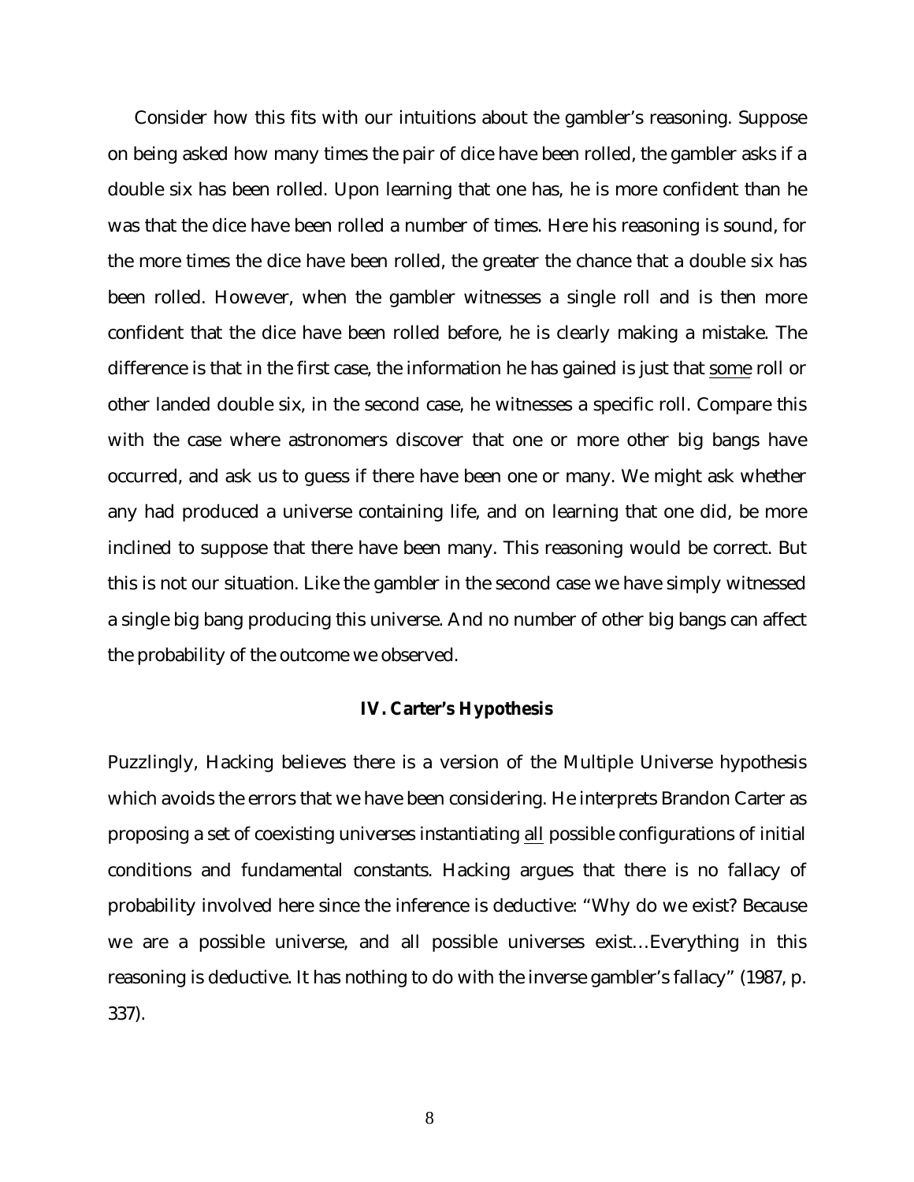Consider how this fits with our intuitions about the gambler's reasoning. Suppose on being asked how many times the pair of dice have been rolled, the gambler asks if a double six has been rolled. Upon learning that one has, he is more confident than he was that the dice have been rolled a number of times. Here his reasoning is sound, for the more times the dice have been rolled, the greater the chance that a double six has been rolled. However, when the gambler witnesses a single roll and is then more confident that the dice have been rolled before, he is clearly making a mistake. The difference is that in the first case, the information he has gained is just that <u>some</u> roll or other landed double six, in the second case, he witnesses a specific roll. Compare this with the case where astronomers discover that one or more other big bangs have occurred, and ask us to guess if there have been one or many. We might ask whether any had produced a universe containing life, and on learning that one did, be more inclined to suppose that there have been many. This reasoning would be correct. But this is not our situation. Like the gambler in the second case we have simply witnessed a single big bang producing this universe. And no number of other big bangs can affect the probability of the outcome we observed.

## IV. Carter's Hypothesis

Puzzlingly, Hacking believes there is a version of the Multiple Universe hypothesis which avoids the errors that we have been considering. He interprets Brandon Carter as proposing a set of coexisting universes instantiating <u>all</u> possible configurations of initial conditions and fundamental constants. Hacking argues that there is no fallacy of probability involved here since the inference is deductive: "Why do we exist? Because we are a possible universe, and all possible universes exist…Everything in this reasoning is deductive. It has nothing to do with the inverse gambler's fallacy" (1987, p. 337).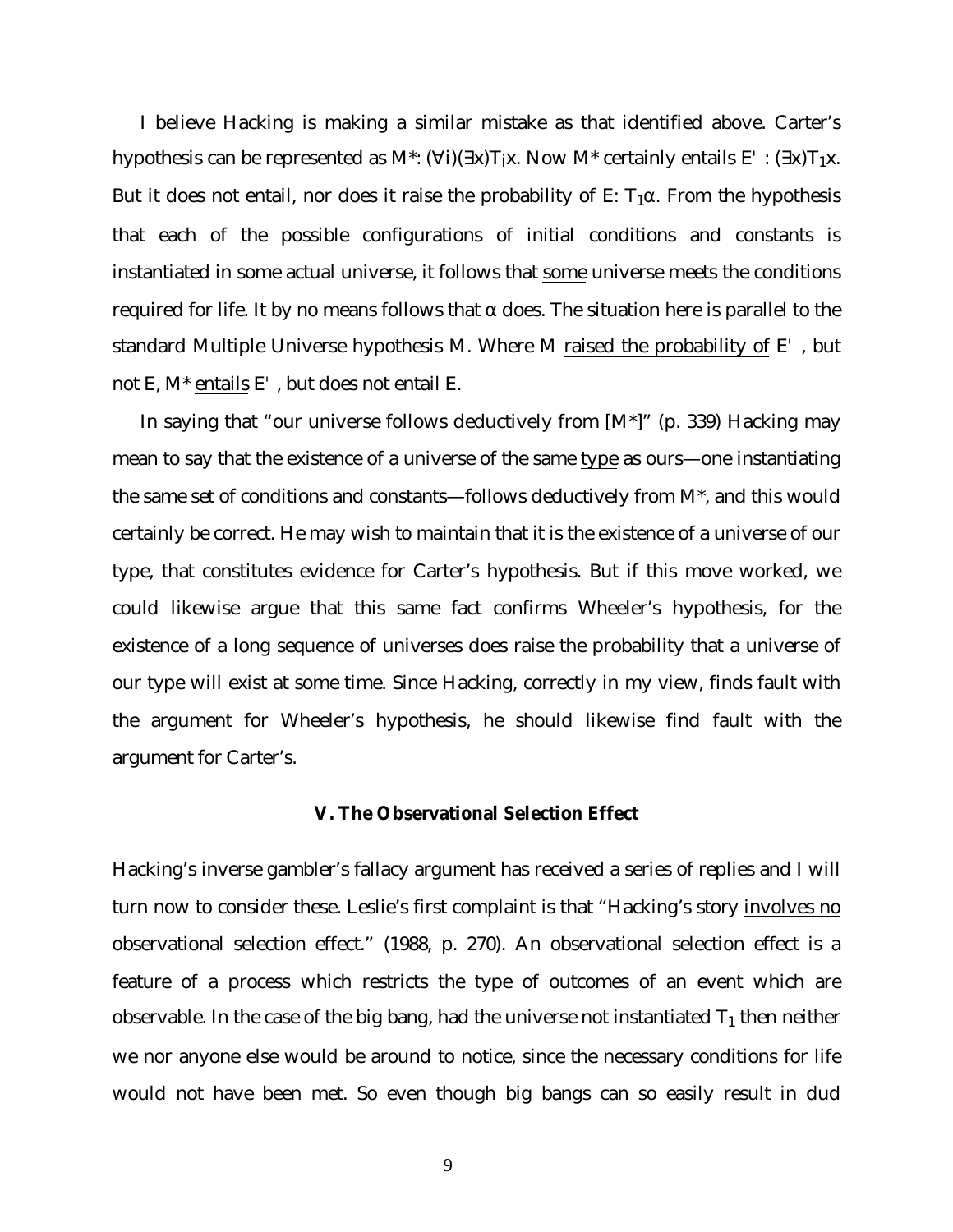I believe Hacking is making a similar mistake as that identified above. Carter's hypothesis can be represented as M*: $(\forall i)(\exists x)T_i x$. Now M* certainly entails E' : $(\exists x)T_1 x$. But it does not entail, nor does it raise the probability of E: $T_1\alpha$. From the hypothesis that each of the possible configurations of initial conditions and constants is instantiated in some actual universe, it follows that <u>some</u> universe meets the conditions required for life. It by no means follows that $\alpha$ does. The situation here is parallel to the standard Multiple Universe hypothesis M. Where M <u>raised the probability of</u> E' , but not E, M* <u>entails</u> E' , but does not entail E.

In saying that "our universe follows deductively from [M*]" (p. 339) Hacking may mean to say that the existence of a universe of the same <u>type</u> as ours—one instantiating the same set of conditions and constants—follows deductively from M*, and this would certainly be correct. He may wish to maintain that it is the existence of a universe of our type, that constitutes evidence for Carter's hypothesis. But if this move worked, we could likewise argue that this same fact confirms Wheeler's hypothesis, for the existence of a long sequence of universes does raise the probability that a universe of our type will exist at some time. Since Hacking, correctly in my view, finds fault with the argument for Wheeler's hypothesis, he should likewise find fault with the argument for Carter's.

## V. The Observational Selection Effect

Hacking's inverse gambler's fallacy argument has received a series of replies and I will turn now to consider these. Leslie's first complaint is that "Hacking's story <u>involves no observational selection effect</u>." (1988, p. 270). An observational selection effect is a feature of a process which restricts the type of outcomes of an event which are observable. In the case of the big bang, had the universe not instantiated $T_1$ then neither we nor anyone else would be around to notice, since the necessary conditions for life would not have been met. So even though big bangs can so easily result in dud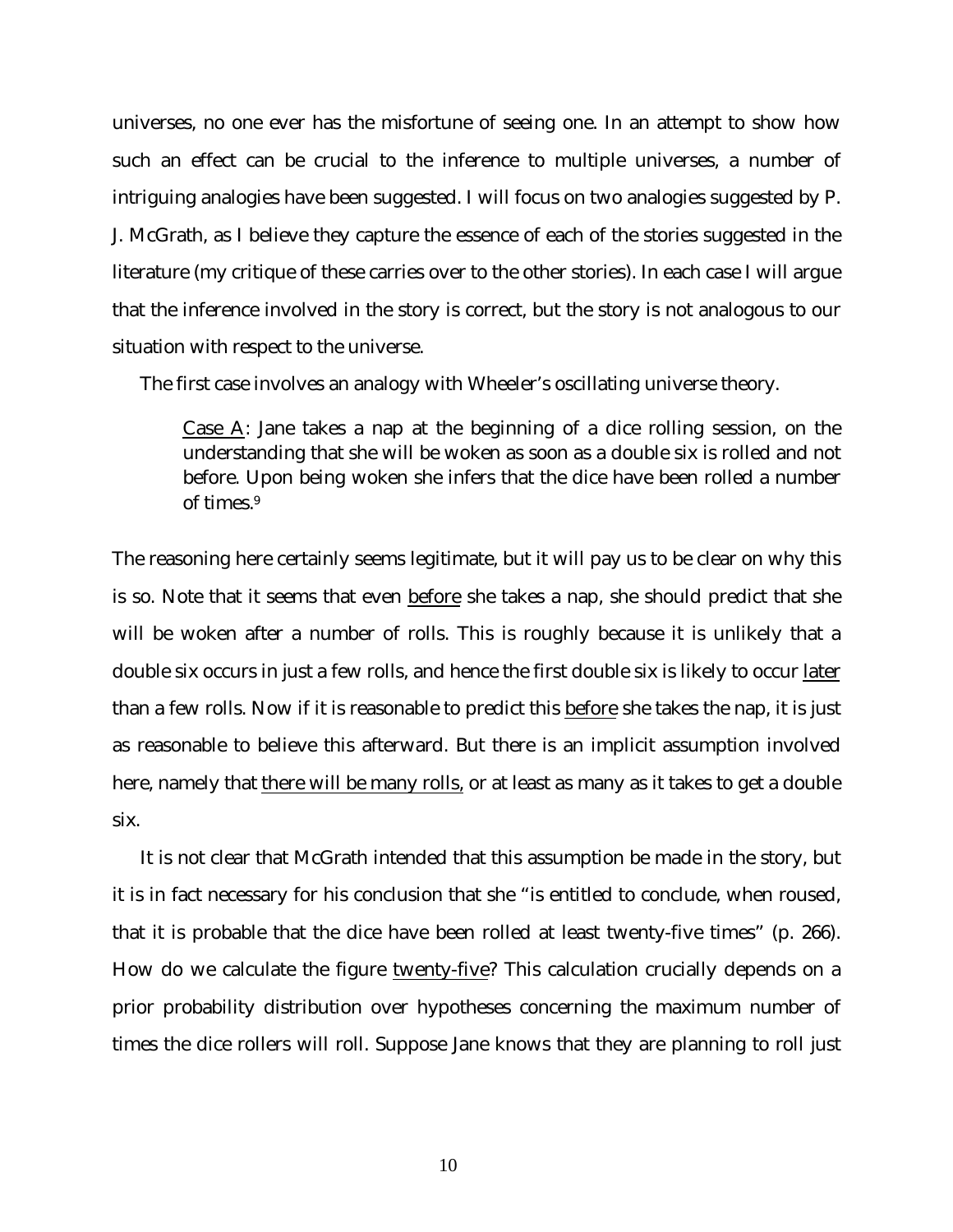universes, no one ever has the misfortune of seeing one. In an attempt to show how such an effect can be crucial to the inference to multiple universes, a number of intriguing analogies have been suggested. I will focus on two analogies suggested by P. J. McGrath, as I believe they capture the essence of each of the stories suggested in the literature (my critique of these carries over to the other stories). In each case I will argue that the inference involved in the story is correct, but the story is not analogous to our situation with respect to the universe.

The first case involves an analogy with Wheeler's oscillating universe theory.

> Case A: Jane takes a nap at the beginning of a dice rolling session, on the understanding that she will be woken as soon as a double six is rolled and not before. Upon being woken she infers that the dice have been rolled a number of times.[9]

The reasoning here certainly seems legitimate, but it will pay us to be clear on why this is so. Note that it seems that even before she takes a nap, she should predict that she will be woken after a number of rolls. This is roughly because it is unlikely that a double six occurs in just a few rolls, and hence the first double six is likely to occur later than a few rolls. Now if it is reasonable to predict this before she takes the nap, it is just as reasonable to believe this afterward. But there is an implicit assumption involved here, namely that there will be many rolls, or at least as many as it takes to get a double six.

It is not clear that McGrath intended that this assumption be made in the story, but it is in fact necessary for his conclusion that she "is entitled to conclude, when roused, that it is probable that the dice have been rolled at least twenty-five times" (p. 266). How do we calculate the figure twenty-five? This calculation crucially depends on a prior probability distribution over hypotheses concerning the maximum number of times the dice rollers will roll. Suppose Jane knows that they are planning to roll just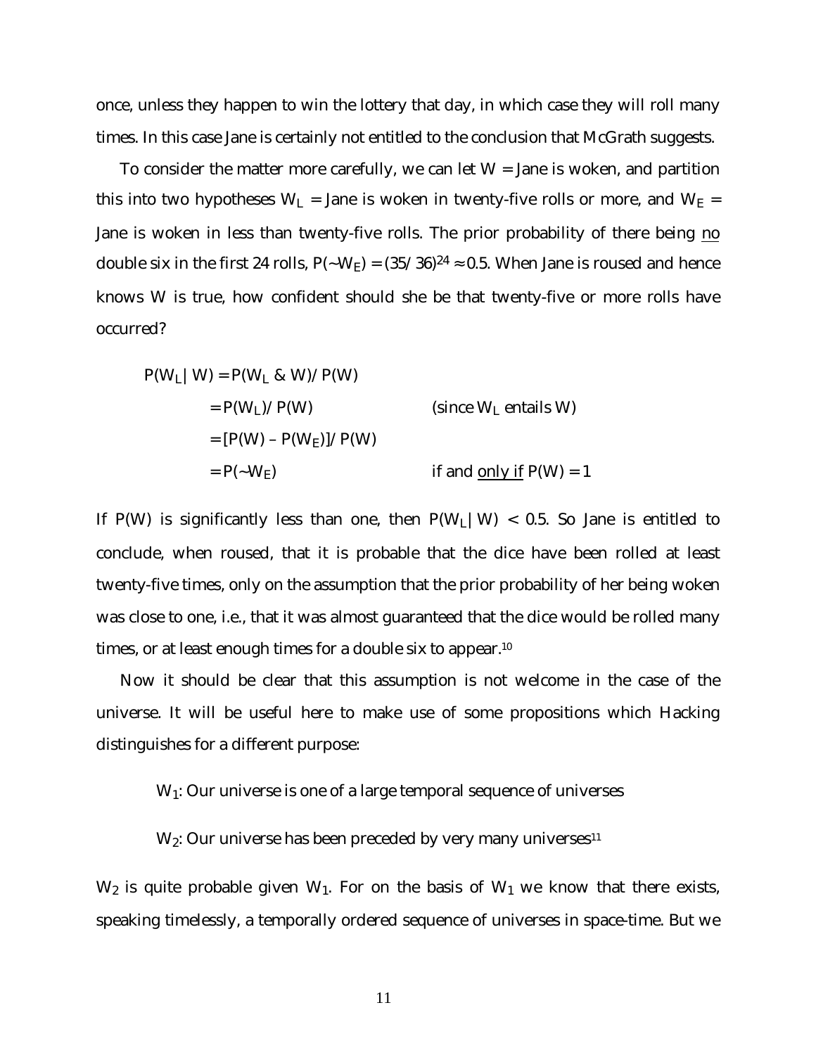once, unless they happen to win the lottery that day, in which case they will roll many times. In this case Jane is certainly not entitled to the conclusion that McGrath suggests.

To consider the matter more carefully, we can let $W$ = Jane is woken, and partition this into two hypotheses $W_L$ = Jane is woken in twenty-five rolls or more, and $W_E$ = Jane is woken in less than twenty-five rolls. The prior probability of there being no double six in the first 24 rolls, $P(\sim W_E) = (35/36)^{24} \approx 0.5$. When Jane is roused and hence knows $W$ is true, how confident should she be that twenty-five or more rolls have occurred?

$$
\begin{aligned}
P(W_L \mid W) &= P(W_L \;\&\; W)/P(W) & \\
&= P(W_L)/P(W) & \text{(since } W_L \text{ entails } W\text{)} \\
&= [P(W) - P(W_E)]/P(W) & \\
&= P(\sim W_E) & \text{if and \underline{only if} } P(W) = 1
\end{aligned}
$$

If $P(W)$ is significantly less than one, then $P(W_L \mid W) < 0.5$. So Jane is entitled to conclude, when roused, that it is probable that the dice have been rolled at least twenty-five times, only on the assumption that the prior probability of her being woken was close to one, i.e., that it was almost guaranteed that the dice would be rolled many times, or at least enough times for a double six to appear.[10]

Now it should be clear that this assumption is not welcome in the case of the universe. It will be useful here to make use of some propositions which Hacking distinguishes for a different purpose:

> $W_1$: Our universe is one of a large temporal sequence of universes
>
> $W_2$: Our universe has been preceded by very many universes[11]

$W_2$ is quite probable given $W_1$. For on the basis of $W_1$ we know that there exists, speaking timelessly, a temporally ordered sequence of universes in space-time. But we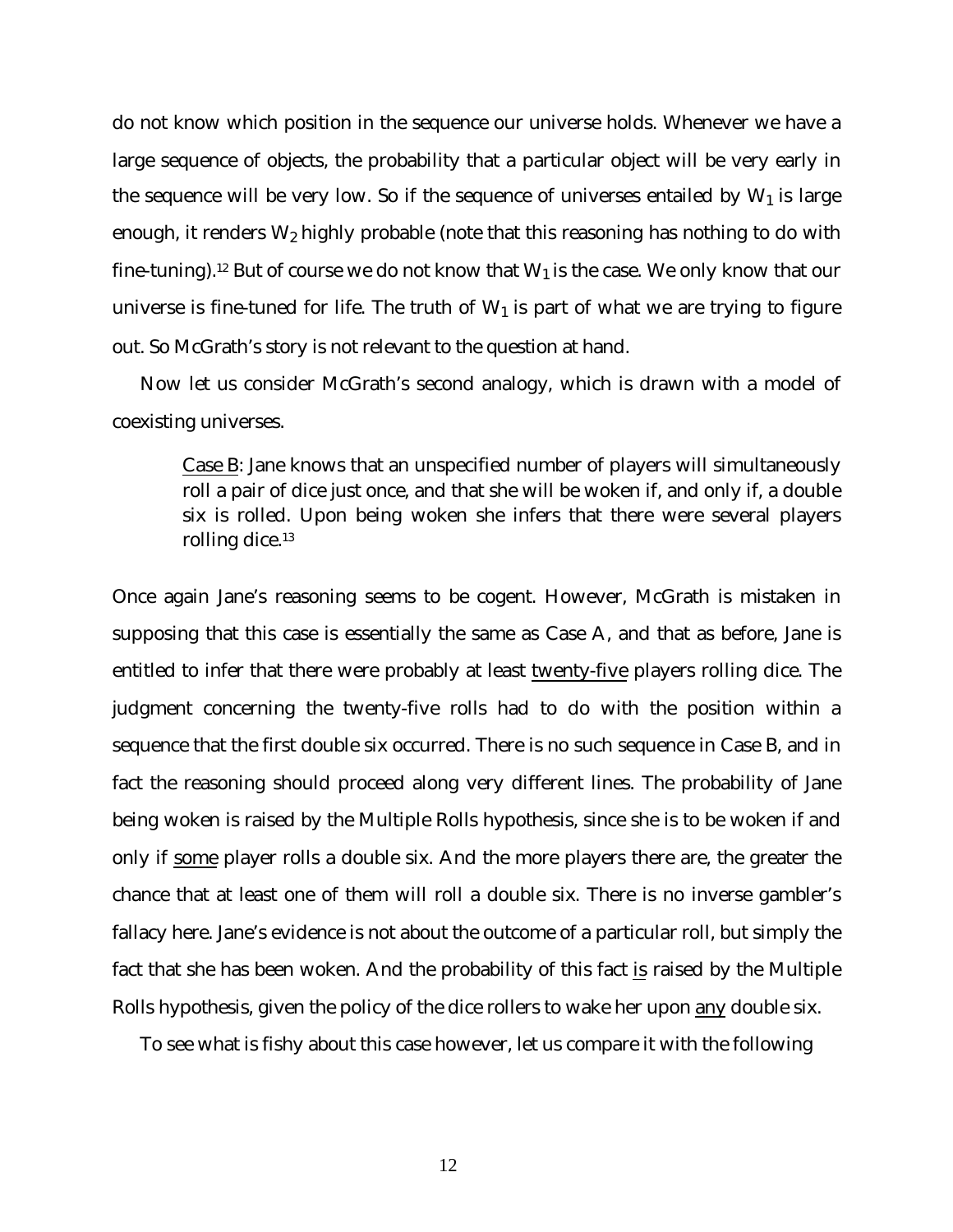do not know which position in the sequence our universe holds. Whenever we have a large sequence of objects, the probability that a particular object will be very early in the sequence will be very low. So if the sequence of universes entailed by $W_1$ is large enough, it renders $W_2$ highly probable (note that this reasoning has nothing to do with fine-tuning).[12] But of course we do not know that $W_1$ is the case. We only know that our universe is fine-tuned for life. The truth of $W_1$ is part of what we are trying to figure out. So McGrath's story is not relevant to the question at hand.

Now let us consider McGrath's second analogy, which is drawn with a model of coexisting universes.

> Case B: Jane knows that an unspecified number of players will simultaneously roll a pair of dice just once, and that she will be woken if, and only if, a double six is rolled. Upon being woken she infers that there were several players rolling dice.[13]

Once again Jane's reasoning seems to be cogent. However, McGrath is mistaken in supposing that this case is essentially the same as Case A, and that as before, Jane is entitled to infer that there were probably at least twenty-five players rolling dice. The judgment concerning the twenty-five rolls had to do with the position within a sequence that the first double six occurred. There is no such sequence in Case B, and in fact the reasoning should proceed along very different lines. The probability of Jane being woken is raised by the Multiple Rolls hypothesis, since she is to be woken if and only if some player rolls a double six. And the more players there are, the greater the chance that at least one of them will roll a double six. There is no inverse gambler's fallacy here. Jane's evidence is not about the outcome of a particular roll, but simply the fact that she has been woken. And the probability of this fact is raised by the Multiple Rolls hypothesis, given the policy of the dice rollers to wake her upon any double six.

To see what is fishy about this case however, let us compare it with the following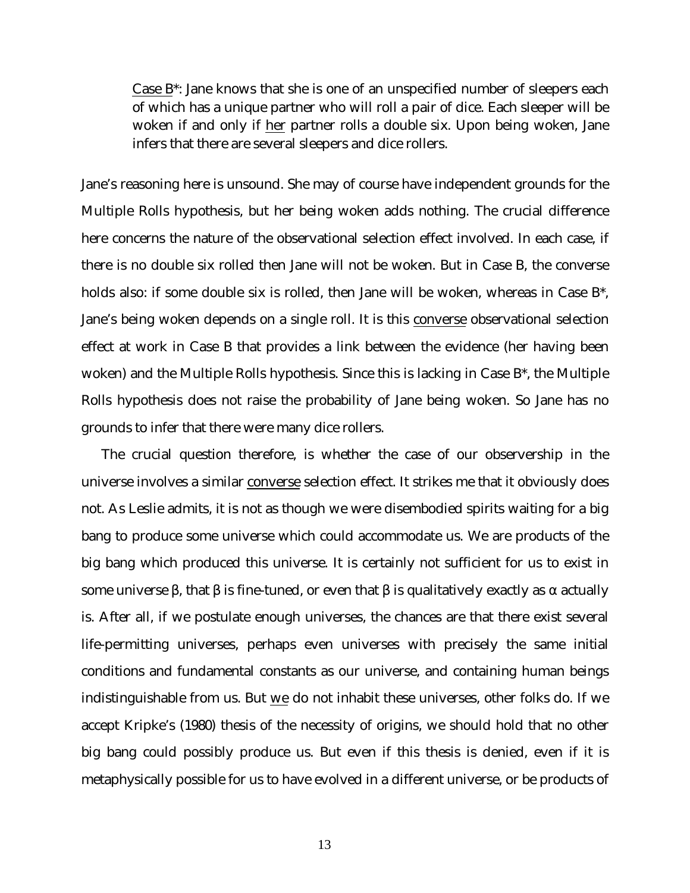> <u>Case B*</u>: Jane knows that she is one of an unspecified number of sleepers each of which has a unique partner who will roll a pair of dice. Each sleeper will be woken if and only if <u>her</u> partner rolls a double six. Upon being woken, Jane infers that there are several sleepers and dice rollers.

Jane's reasoning here is unsound. She may of course have independent grounds for the Multiple Rolls hypothesis, but her being woken adds nothing. The crucial difference here concerns the nature of the observational selection effect involved. In each case, if there is no double six rolled then Jane will not be woken. But in Case B, the converse holds also: if some double six is rolled, then Jane will be woken, whereas in Case B*, Jane's being woken depends on a single roll. It is this <u>converse</u> observational selection effect at work in Case B that provides a link between the evidence (her having been woken) and the Multiple Rolls hypothesis. Since this is lacking in Case B*, the Multiple Rolls hypothesis does not raise the probability of Jane being woken. So Jane has no grounds to infer that there were many dice rollers.

The crucial question therefore, is whether the case of our observership in the universe involves a similar <u>converse</u> selection effect. It strikes me that it obviously does not. As Leslie admits, it is not as though we were disembodied spirits waiting for a big bang to produce some universe which could accommodate us. We are products of the big bang which produced this universe. It is certainly not sufficient for us to exist in some universe $\beta$, that $\beta$ is fine-tuned, or even that $\beta$ is qualitatively exactly as $\alpha$ actually is. After all, if we postulate enough universes, the chances are that there exist several life-permitting universes, perhaps even universes with precisely the same initial conditions and fundamental constants as our universe, and containing human beings indistinguishable from us. But <u>we</u> do not inhabit these universes, other folks do. If we accept Kripke's (1980) thesis of the necessity of origins, we should hold that no other big bang could possibly produce us. But even if this thesis is denied, even if it is metaphysically possible for us to have evolved in a different universe, or be products of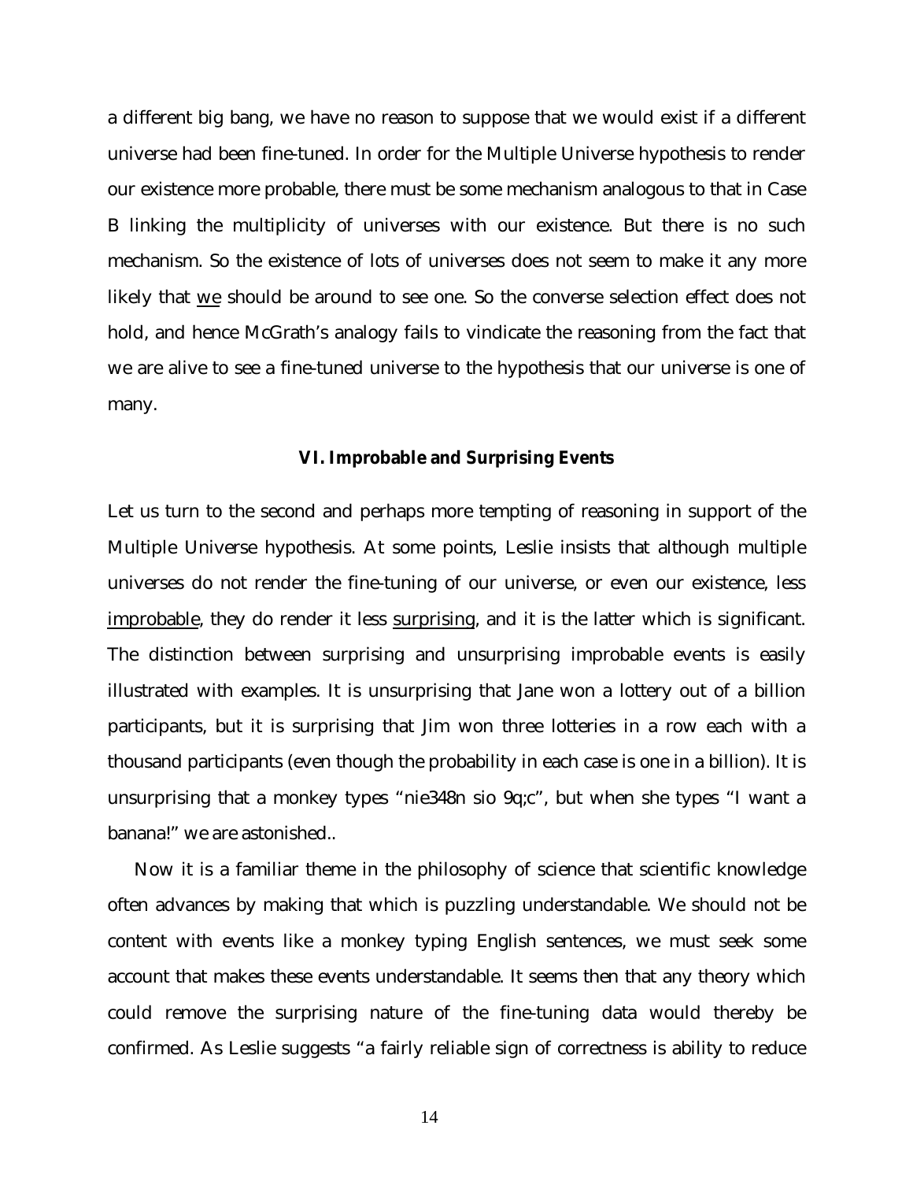a different big bang, we have no reason to suppose that we would exist if a different universe had been fine-tuned. In order for the Multiple Universe hypothesis to render our existence more probable, there must be some mechanism analogous to that in Case B linking the multiplicity of universes with our existence. But there is no such mechanism. So the existence of lots of universes does not seem to make it any more likely that <u>we</u> should be around to see one. So the converse selection effect does not hold, and hence McGrath's analogy fails to vindicate the reasoning from the fact that we are alive to see a fine-tuned universe to the hypothesis that our universe is one of many.

## VI. Improbable and Surprising Events

Let us turn to the second and perhaps more tempting of reasoning in support of the Multiple Universe hypothesis. At some points, Leslie insists that although multiple universes do not render the fine-tuning of our universe, or even our existence, less <u>improbable</u>, they do render it less <u>surprising</u>, and it is the latter which is significant. The distinction between surprising and unsurprising improbable events is easily illustrated with examples. It is unsurprising that Jane won a lottery out of a billion participants, but it is surprising that Jim won three lotteries in a row each with a thousand participants (even though the probability in each case is one in a billion). It is unsurprising that a monkey types "nie348n sio 9q;c", but when she types "I want a banana!" we are astonished..

Now it is a familiar theme in the philosophy of science that scientific knowledge often advances by making that which is puzzling understandable. We should not be content with events like a monkey typing English sentences, we must seek some account that makes these events understandable. It seems then that any theory which could remove the surprising nature of the fine-tuning data would thereby be confirmed. As Leslie suggests "a fairly reliable sign of correctness is ability to reduce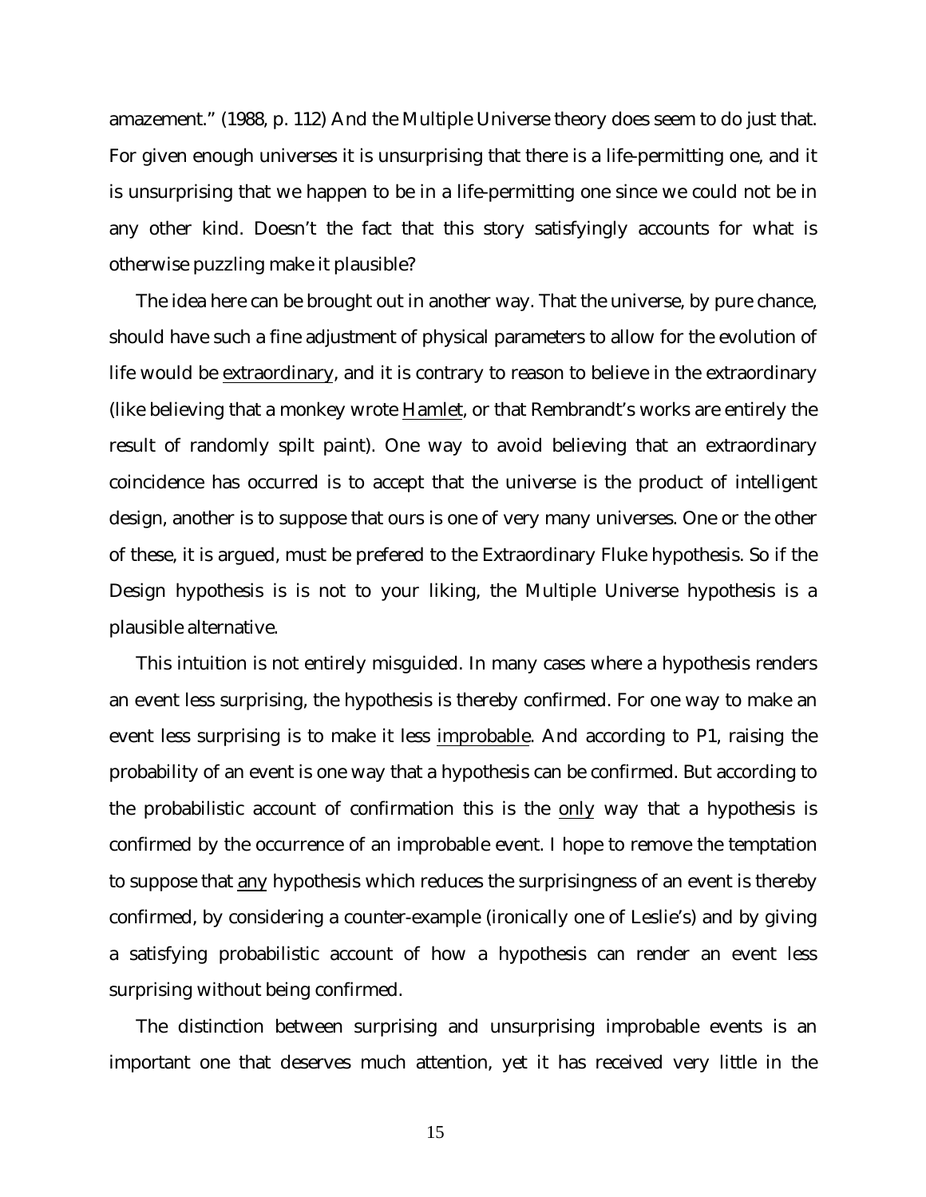amazement." (1988, p. 112) And the Multiple Universe theory does seem to do just that. For given enough universes it is unsurprising that there is a life-permitting one, and it is unsurprising that we happen to be in a life-permitting one since we could not be in any other kind. Doesn't the fact that this story satisfyingly accounts for what is otherwise puzzling make it plausible?

The idea here can be brought out in another way. That the universe, by pure chance, should have such a fine adjustment of physical parameters to allow for the evolution of life would be extraordinary, and it is contrary to reason to believe in the extraordinary (like believing that a monkey wrote Hamlet, or that Rembrandt's works are entirely the result of randomly spilt paint). One way to avoid believing that an extraordinary coincidence has occurred is to accept that the universe is the product of intelligent design, another is to suppose that ours is one of very many universes. One or the other of these, it is argued, must be prefered to the Extraordinary Fluke hypothesis. So if the Design hypothesis is is not to your liking, the Multiple Universe hypothesis is a plausible alternative.

This intuition is not entirely misguided. In many cases where a hypothesis renders an event less surprising, the hypothesis is thereby confirmed. For one way to make an event less surprising is to make it less improbable. And according to P1, raising the probability of an event is one way that a hypothesis can be confirmed. But according to the probabilistic account of confirmation this is the only way that a hypothesis is confirmed by the occurrence of an improbable event. I hope to remove the temptation to suppose that any hypothesis which reduces the surprisingness of an event is thereby confirmed, by considering a counter-example (ironically one of Leslie's) and by giving a satisfying probabilistic account of how a hypothesis can render an event less surprising without being confirmed.

The distinction between surprising and unsurprising improbable events is an important one that deserves much attention, yet it has received very little in the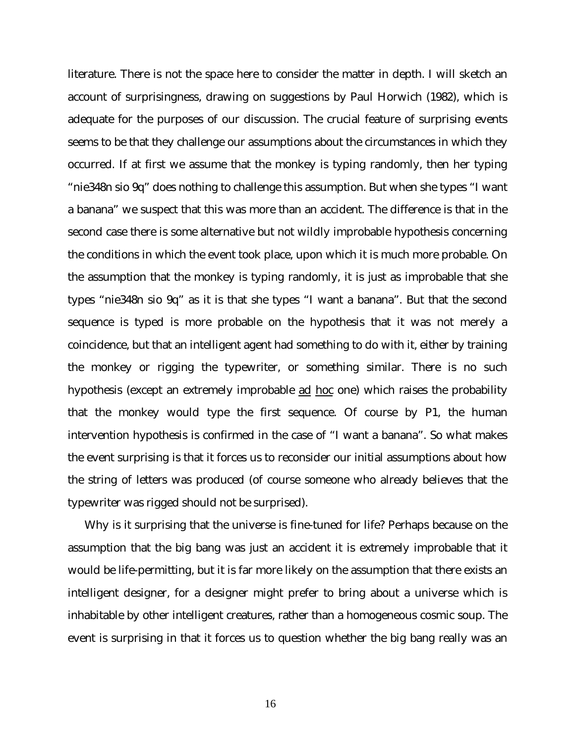literature. There is not the space here to consider the matter in depth. I will sketch an account of surprisingness, drawing on suggestions by Paul Horwich (1982), which is adequate for the purposes of our discussion. The crucial feature of surprising events seems to be that they challenge our assumptions about the circumstances in which they occurred. If at first we assume that the monkey is typing randomly, then her typing "nie348n sio 9q" does nothing to challenge this assumption. But when she types "I want a banana" we suspect that this was more than an accident. The difference is that in the second case there is some alternative but not wildly improbable hypothesis concerning the conditions in which the event took place, upon which it is much more probable. On the assumption that the monkey is typing randomly, it is just as improbable that she types "nie348n sio 9q" as it is that she types "I want a banana". But that the second sequence is typed is more probable on the hypothesis that it was not merely a coincidence, but that an intelligent agent had something to do with it, either by training the monkey or rigging the typewriter, or something similar. There is no such hypothesis (except an extremely improbable _ad hoc_ one) which raises the probability that the monkey would type the first sequence. Of course by P1, the human intervention hypothesis is confirmed in the case of "I want a banana". So what makes the event surprising is that it forces us to reconsider our initial assumptions about how the string of letters was produced (of course someone who already believes that the typewriter was rigged should not be surprised).

Why is it surprising that the universe is fine-tuned for life? Perhaps because on the assumption that the big bang was just an accident it is extremely improbable that it would be life-permitting, but it is far more likely on the assumption that there exists an intelligent designer, for a designer might prefer to bring about a universe which is inhabitable by other intelligent creatures, rather than a homogeneous cosmic soup. The event is surprising in that it forces us to question whether the big bang really was an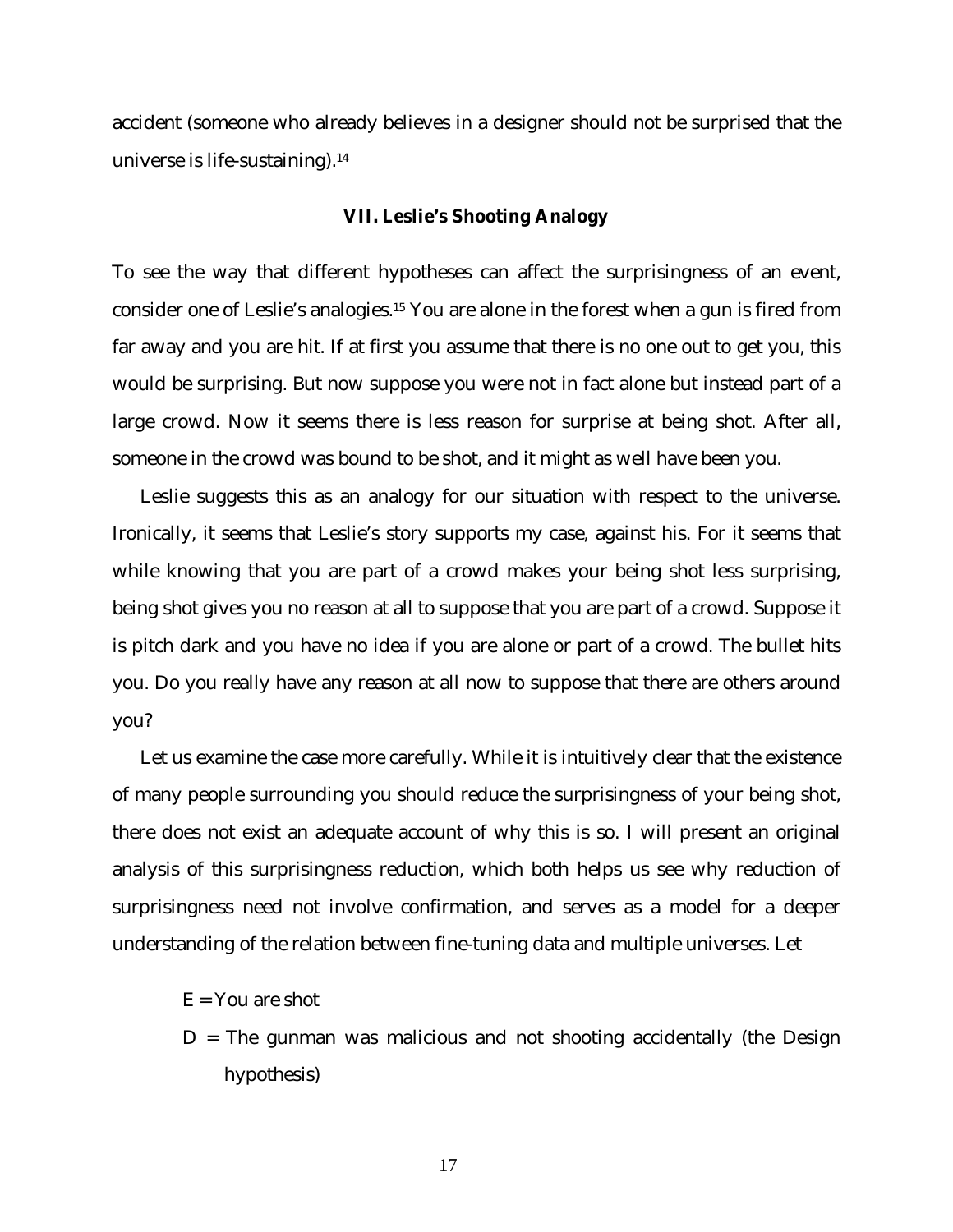accident (someone who already believes in a designer should not be surprised that the universe is life-sustaining).[14]

### VII. Leslie's Shooting Analogy

To see the way that different hypotheses can affect the surprisingness of an event, consider one of Leslie's analogies.[15] You are alone in the forest when a gun is fired from far away and you are hit. If at first you assume that there is no one out to get you, this would be surprising. But now suppose you were not in fact alone but instead part of a large crowd. Now it seems there is less reason for surprise at being shot. After all, someone in the crowd was bound to be shot, and it might as well have been you.

Leslie suggests this as an analogy for our situation with respect to the universe. Ironically, it seems that Leslie's story supports my case, against his. For it seems that while knowing that you are part of a crowd makes your being shot less surprising, being shot gives you no reason at all to suppose that you are part of a crowd. Suppose it is pitch dark and you have no idea if you are alone or part of a crowd. The bullet hits you. Do you really have any reason at all now to suppose that there are others around you?

Let us examine the case more carefully. While it is intuitively clear that the existence of many people surrounding you should reduce the surprisingness of your being shot, there does not exist an adequate account of why this is so. I will present an original analysis of this surprisingness reduction, which both helps us see why reduction of surprisingness need not involve confirmation, and serves as a model for a deeper understanding of the relation between fine-tuning data and multiple universes. Let

- $E$ = You are shot
- $D$ = The gunman was malicious and not shooting accidentally (the Design hypothesis)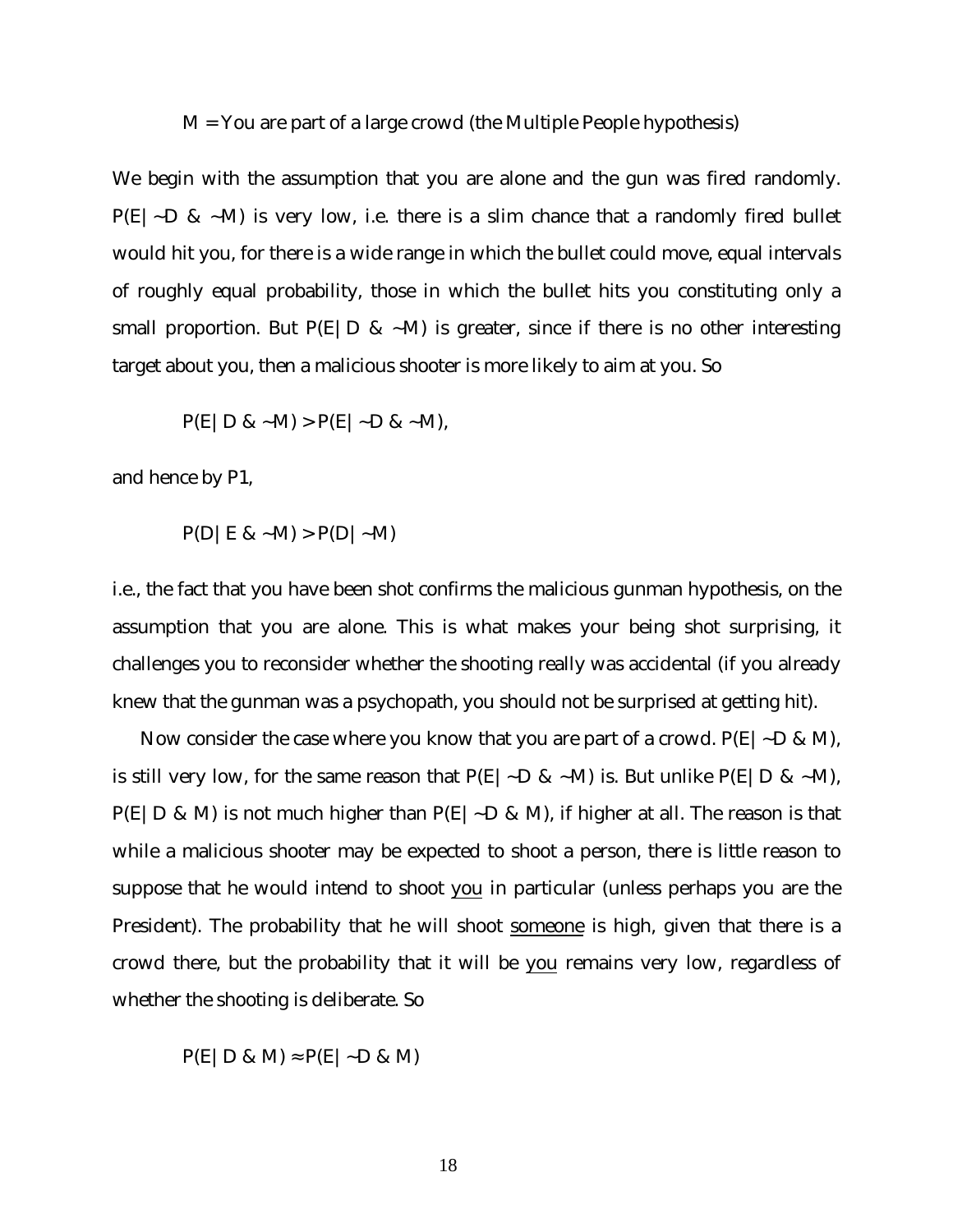$M$ = You are part of a large crowd (the Multiple People hypothesis)

We begin with the assumption that you are alone and the gun was fired randomly. $P(E|\sim D \ \& \ \sim M)$ is very low, i.e. there is a slim chance that a randomly fired bullet would hit you, for there is a wide range in which the bullet could move, equal intervals of roughly equal probability, those in which the bullet hits you constituting only a small proportion. But $P(E|D \ \& \ \sim M)$ is greater, since if there is no other interesting target about you, then a malicious shooter is more likely to aim at you. So

$$P(E|D \ \& \ \sim M) > P(E|\sim D \ \& \ \sim M),$$

and hence by P1,

$$P(D|E \ \& \ \sim M) > P(D|\sim M)$$

i.e., the fact that you have been shot confirms the malicious gunman hypothesis, on the assumption that you are alone. This is what makes your being shot surprising, it challenges you to reconsider whether the shooting really was accidental (if you already knew that the gunman was a psychopath, you should not be surprised at getting hit).

Now consider the case where you know that you are part of a crowd. $P(E|\sim D \ \& \ M)$, is still very low, for the same reason that $P(E|\sim D \ \& \ \sim M)$ is. But unlike $P(E|D \ \& \ \sim M)$, $P(E|D \ \& \ M)$ is not much higher than $P(E|\sim D \ \& \ M)$, if higher at all. The reason is that while a malicious shooter may be expected to shoot a person, there is little reason to suppose that he would intend to shoot <u>you</u> in particular (unless perhaps you are the President). The probability that he will shoot <u>someone</u> is high, given that there is a crowd there, but the probability that it will be <u>you</u> remains very low, regardless of whether the shooting is deliberate. So

$$P(E|D \ \& \ M) \approx P(E|\sim D \ \& \ M)$$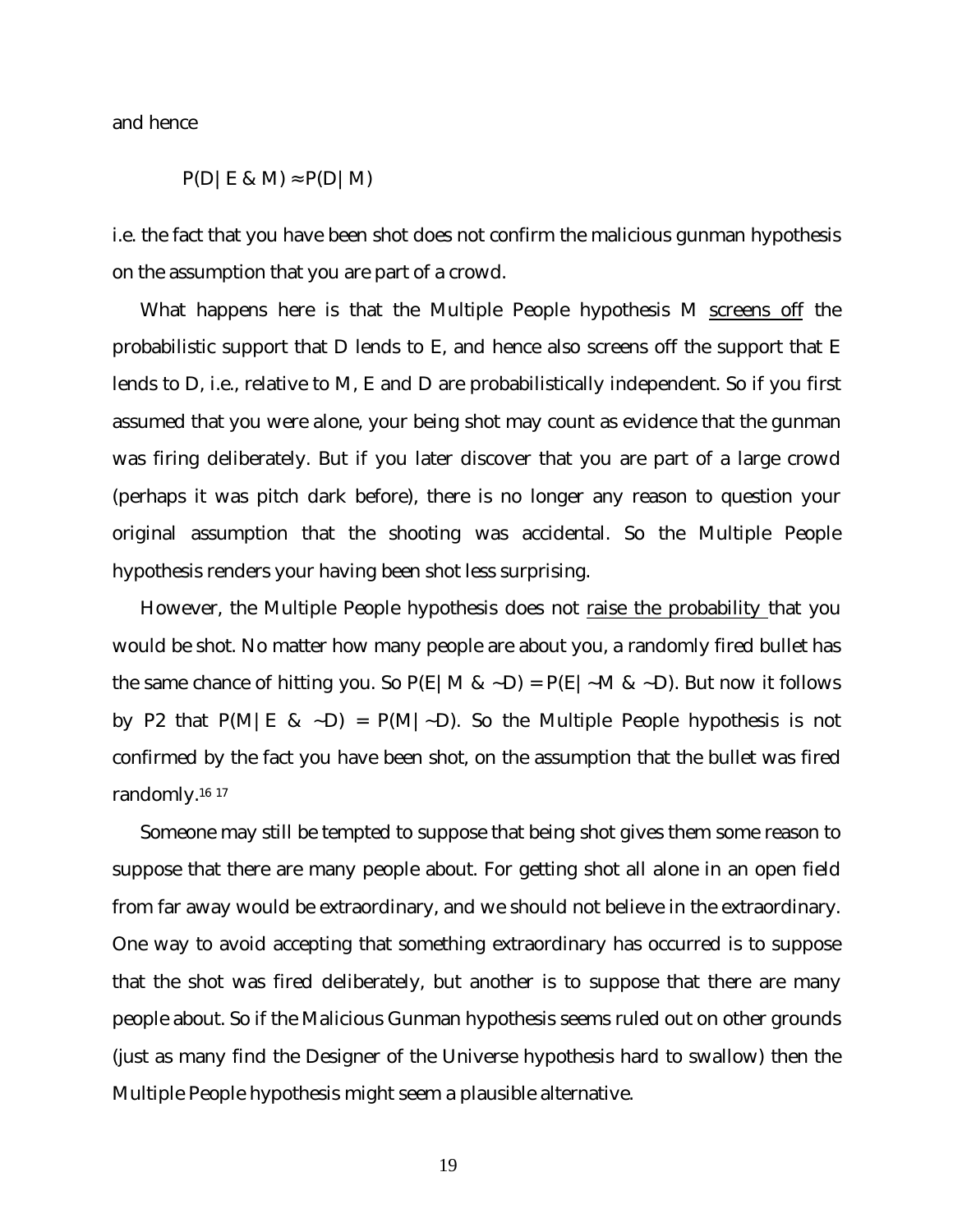and hence

$$P(D|E \& M) \approx P(D|M)$$

i.e. the fact that you have been shot does not confirm the malicious gunman hypothesis on the assumption that you are part of a crowd.

What happens here is that the Multiple People hypothesis M screens off the probabilistic support that D lends to E, and hence also screens off the support that E lends to D, i.e., relative to M, E and D are probabilistically independent. So if you first assumed that you were alone, your being shot may count as evidence that the gunman was firing deliberately. But if you later discover that you are part of a large crowd (perhaps it was pitch dark before), there is no longer any reason to question your original assumption that the shooting was accidental. So the Multiple People hypothesis renders your having been shot less surprising.

However, the Multiple People hypothesis does not raise the probability that you would be shot. No matter how many people are about you, a randomly fired bullet has the same chance of hitting you. So $P(E|M \& \sim D) = P(E|\sim M \& \sim D)$. But now it follows by P2 that $P(M|E \& \sim D) = P(M|\sim D)$. So the Multiple People hypothesis is not confirmed by the fact you have been shot, on the assumption that the bullet was fired randomly.[16 17]

Someone may still be tempted to suppose that being shot gives them some reason to suppose that there are many people about. For getting shot all alone in an open field from far away would be extraordinary, and we should not believe in the extraordinary. One way to avoid accepting that something extraordinary has occurred is to suppose that the shot was fired deliberately, but another is to suppose that there are many people about. So if the Malicious Gunman hypothesis seems ruled out on other grounds (just as many find the Designer of the Universe hypothesis hard to swallow) then the Multiple People hypothesis might seem a plausible alternative.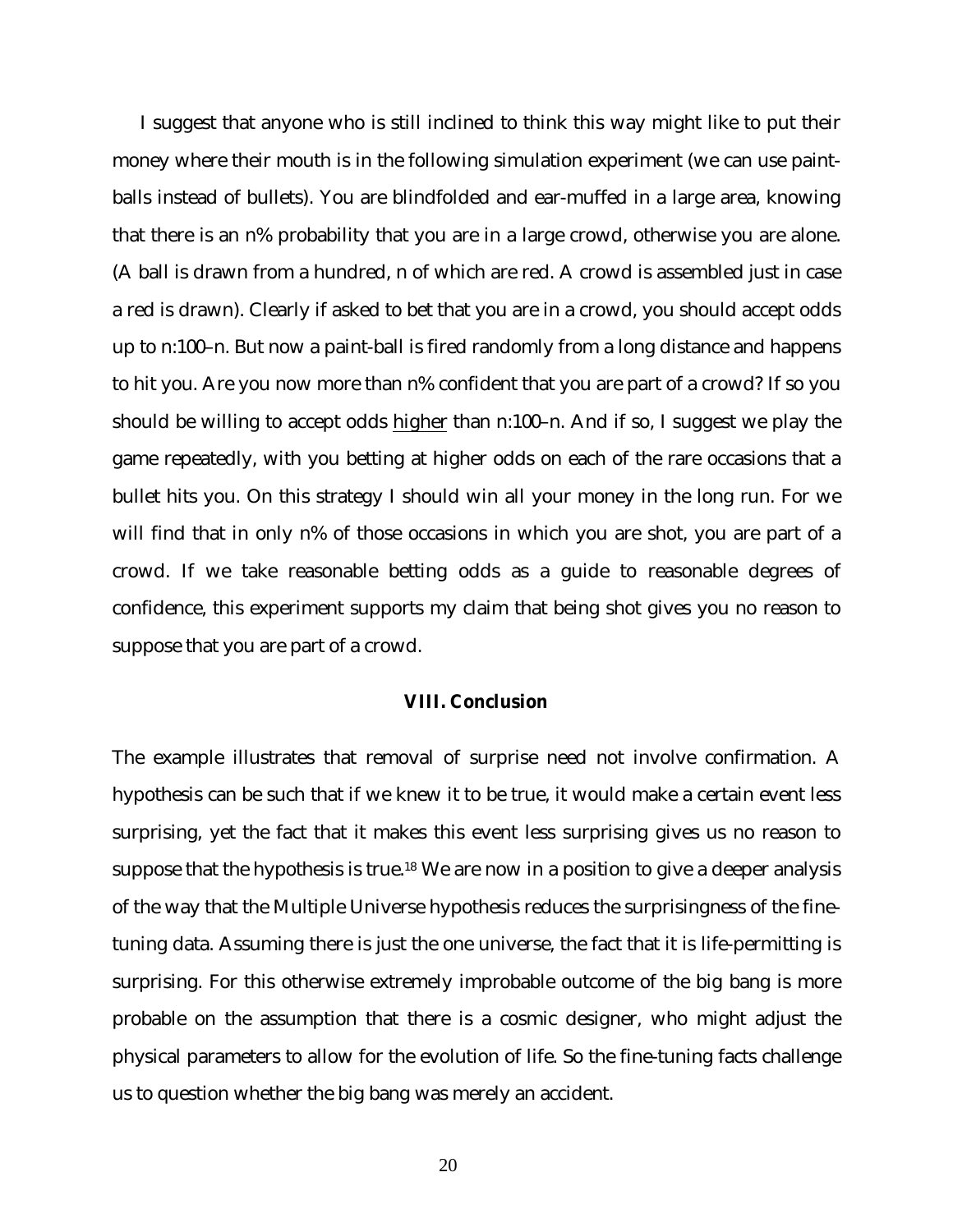I suggest that anyone who is still inclined to think this way might like to put their money where their mouth is in the following simulation experiment (we can use paint-balls instead of bullets). You are blindfolded and ear-muffed in a large area, knowing that there is an n% probability that you are in a large crowd, otherwise you are alone. (A ball is drawn from a hundred, n of which are red. A crowd is assembled just in case a red is drawn). Clearly if asked to bet that you are in a crowd, you should accept odds up to n:100–n. But now a paint-ball is fired randomly from a long distance and happens to hit you. Are you now more than n% confident that you are part of a crowd? If so you should be willing to accept odds <u>higher</u> than n:100–n. And if so, I suggest we play the game repeatedly, with you betting at higher odds on each of the rare occasions that a bullet hits you. On this strategy I should win all your money in the long run. For we will find that in only n% of those occasions in which you are shot, you are part of a crowd. If we take reasonable betting odds as a guide to reasonable degrees of confidence, this experiment supports my claim that being shot gives you no reason to suppose that you are part of a crowd.

## VIII. Conclusion

The example illustrates that removal of surprise need not involve confirmation. A hypothesis can be such that if we knew it to be true, it would make a certain event less surprising, yet the fact that it makes this event less surprising gives us no reason to suppose that the hypothesis is true.[18] We are now in a position to give a deeper analysis of the way that the Multiple Universe hypothesis reduces the surprisingness of the fine-tuning data. Assuming there is just the one universe, the fact that it is life-permitting is surprising. For this otherwise extremely improbable outcome of the big bang is more probable on the assumption that there is a cosmic designer, who might adjust the physical parameters to allow for the evolution of life. So the fine-tuning facts challenge us to question whether the big bang was merely an accident.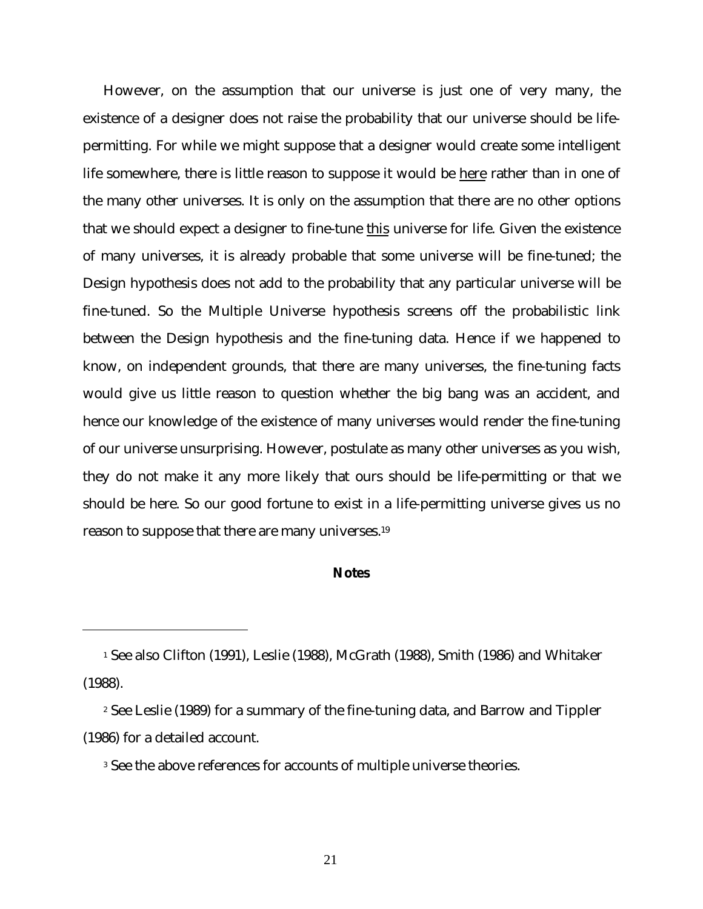However, on the assumption that our universe is just one of very many, the existence of a designer does not raise the probability that our universe should be life-permitting. For while we might suppose that a designer would create some intelligent life somewhere, there is little reason to suppose it would be <u>here</u> rather than in one of the many other universes. It is only on the assumption that there are no other options that we should expect a designer to fine-tune <u>this</u> universe for life. Given the existence of many universes, it is already probable that some universe will be fine-tuned; the Design hypothesis does not add to the probability that any particular universe will be fine-tuned. So the Multiple Universe hypothesis screens off the probabilistic link between the Design hypothesis and the fine-tuning data. Hence if we happened to know, on independent grounds, that there are many universes, the fine-tuning facts would give us little reason to question whether the big bang was an accident, and hence our knowledge of the existence of many universes would render the fine-tuning of our universe unsurprising. However, postulate as many other universes as you wish, they do not make it any more likely that ours should be life-permitting or that we should be here. So our good fortune to exist in a life-permitting universe gives us no reason to suppose that there are many universes.[19]

**Notes**

---

[1] See also Clifton (1991), Leslie (1988), McGrath (1988), Smith (1986) and Whitaker (1988).

[2] See Leslie (1989) for a summary of the fine-tuning data, and Barrow and Tippler (1986) for a detailed account.

[3] See the above references for accounts of multiple universe theories.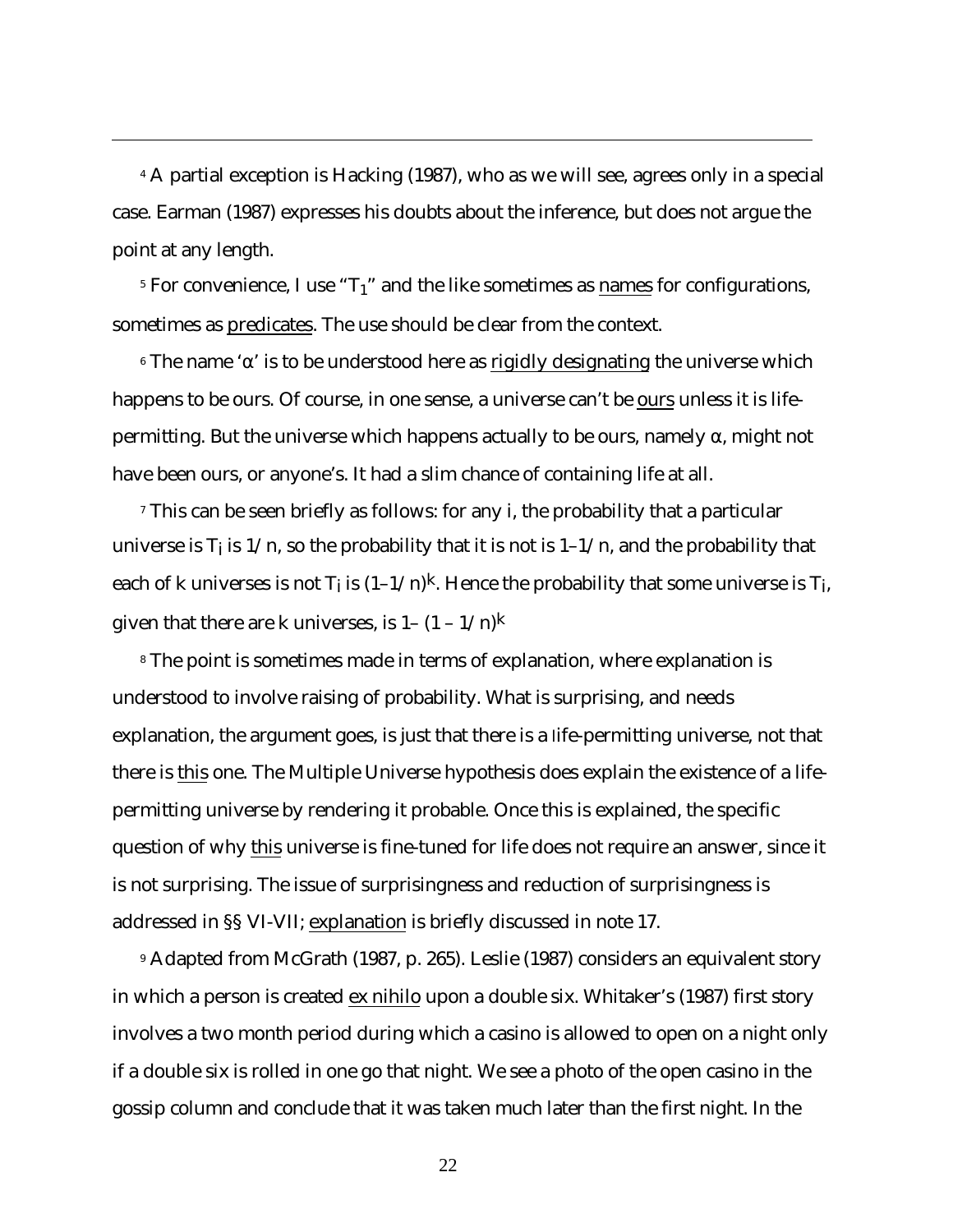[4] A partial exception is Hacking (1987), who as we will see, agrees only in a special case. Earman (1987) expresses his doubts about the inference, but does not argue the point at any length.

[5] For convenience, I use "$T_1$" and the like sometimes as names for configurations, sometimes as predicates. The use should be clear from the context.

[6] The name 'α' is to be understood here as rigidly designating the universe which happens to be ours. Of course, in one sense, a universe can't be ours unless it is life-permitting. But the universe which happens actually to be ours, namely α, might not have been ours, or anyone's. It had a slim chance of containing life at all.

[7] This can be seen briefly as follows: for any i, the probability that a particular universe is $T_i$ is 1/n, so the probability that it is not is 1–1/n, and the probability that each of k universes is not $T_i$ is $(1–1/n)^k$. Hence the probability that some universe is $T_i$, given that there are k universes, is $1– (1 – 1/n)^k$

[8] The point is sometimes made in terms of explanation, where explanation is understood to involve raising of probability. What is surprising, and needs explanation, the argument goes, is just that there is a life-permitting universe, not that there is this one. The Multiple Universe hypothesis does explain the existence of a life-permitting universe by rendering it probable. Once this is explained, the specific question of why this universe is fine-tuned for life does not require an answer, since it is not surprising. The issue of surprisingness and reduction of surprisingness is addressed in §§ VI-VII; explanation is briefly discussed in note 17.

[9] Adapted from McGrath (1987, p. 265). Leslie (1987) considers an equivalent story in which a person is created ex nihilo upon a double six. Whitaker's (1987) first story involves a two month period during which a casino is allowed to open on a night only if a double six is rolled in one go that night. We see a photo of the open casino in the gossip column and conclude that it was taken much later than the first night. In the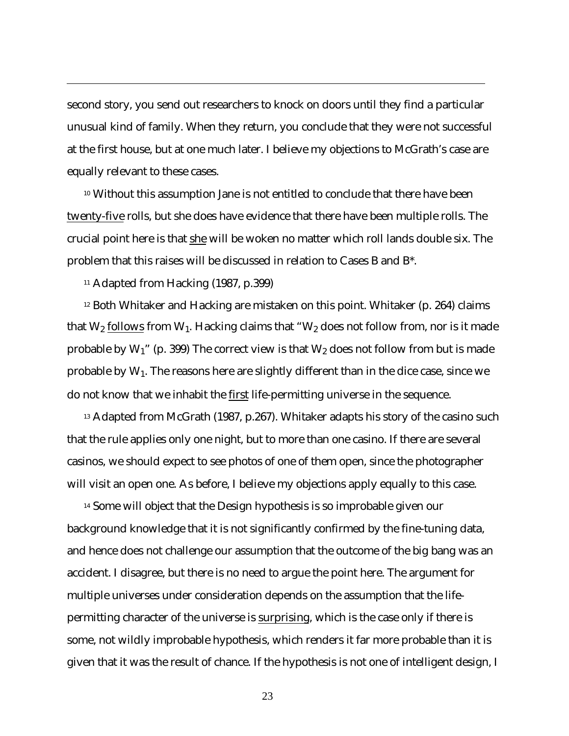second story, you send out researchers to knock on doors until they find a particular unusual kind of family. When they return, you conclude that they were not successful at the first house, but at one much later. I believe my objections to McGrath's case are equally relevant to these cases.

[10] Without this assumption Jane is not entitled to conclude that there have been twenty-five rolls, but she does have evidence that there have been multiple rolls. The crucial point here is that she will be woken no matter which roll lands double six. The problem that this raises will be discussed in relation to Cases B and B*.

[11] Adapted from Hacking (1987, p.399)

[12] Both Whitaker and Hacking are mistaken on this point. Whitaker (p. 264) claims that $W_2$ follows from $W_1$. Hacking claims that "$W_2$ does not follow from, nor is it made probable by $W_1$" (p. 399) The correct view is that $W_2$ does not follow from but is made probable by $W_1$. The reasons here are slightly different than in the dice case, since we do not know that we inhabit the first life-permitting universe in the sequence.

[13] Adapted from McGrath (1987, p.267). Whitaker adapts his story of the casino such that the rule applies only one night, but to more than one casino. If there are several casinos, we should expect to see photos of one of them open, since the photographer will visit an open one. As before, I believe my objections apply equally to this case.

[14] Some will object that the Design hypothesis is so improbable given our background knowledge that it is not significantly confirmed by the fine-tuning data, and hence does not challenge our assumption that the outcome of the big bang was an accident. I disagree, but there is no need to argue the point here. The argument for multiple universes under consideration depends on the assumption that the life-permitting character of the universe is surprising, which is the case only if there is some, not wildly improbable hypothesis, which renders it far more probable than it is given that it was the result of chance. If the hypothesis is not one of intelligent design, I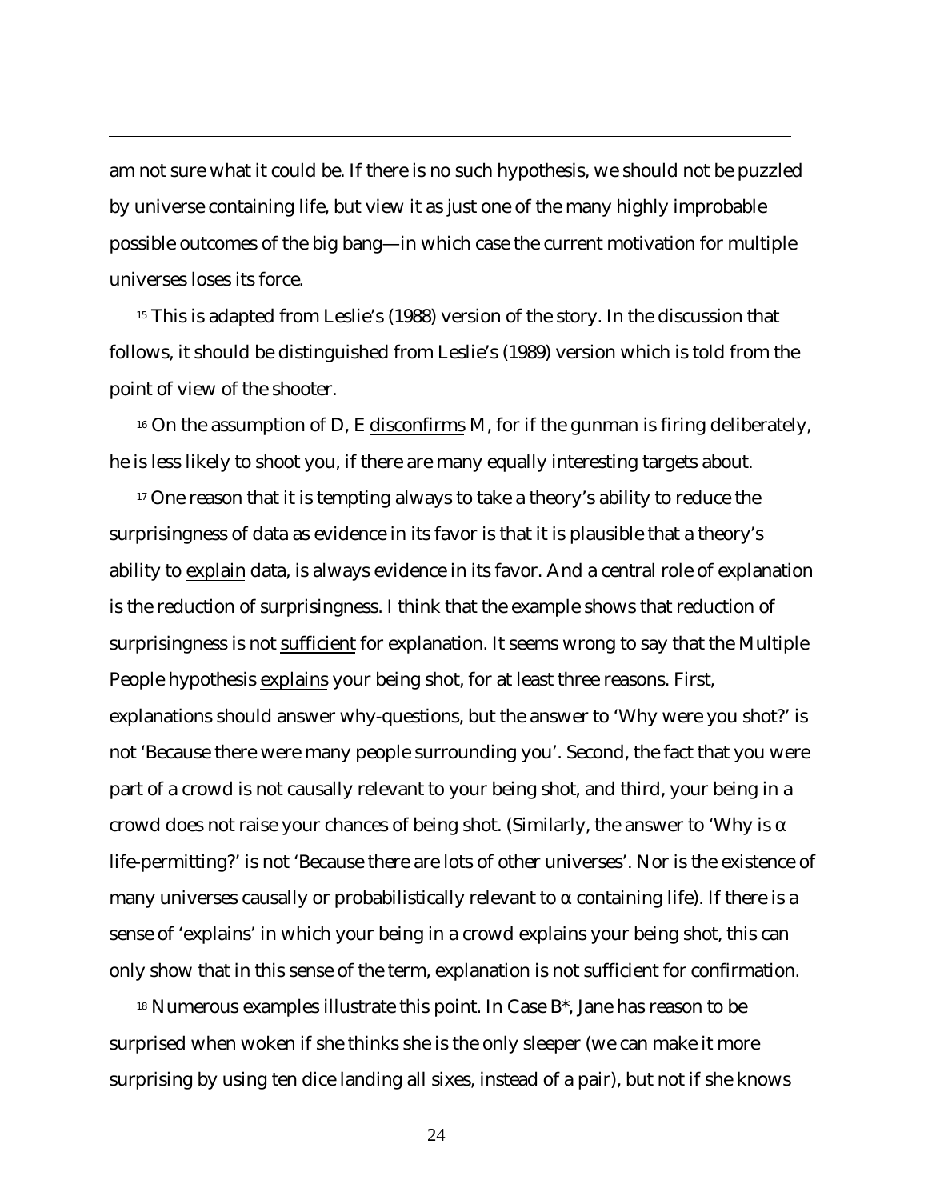am not sure what it could be. If there is no such hypothesis, we should not be puzzled by universe containing life, but view it as just one of the many highly improbable possible outcomes of the big bang—in which case the current motivation for multiple universes loses its force.

[15] This is adapted from Leslie's (1988) version of the story. In the discussion that follows, it should be distinguished from Leslie's (1989) version which is told from the point of view of the shooter.

[16] On the assumption of D, E disconfirms M, for if the gunman is firing deliberately, he is less likely to shoot you, if there are many equally interesting targets about.

[17] One reason that it is tempting always to take a theory's ability to reduce the surprisingness of data as evidence in its favor is that it is plausible that a theory's ability to explain data, is always evidence in its favor. And a central role of explanation is the reduction of surprisingness. I think that the example shows that reduction of surprisingness is not sufficient for explanation. It seems wrong to say that the Multiple People hypothesis explains your being shot, for at least three reasons. First, explanations should answer why-questions, but the answer to 'Why were you shot?' is not 'Because there were many people surrounding you'. Second, the fact that you were part of a crowd is not causally relevant to your being shot, and third, your being in a crowd does not raise your chances of being shot. (Similarly, the answer to 'Why is $\alpha$ life-permitting?' is not 'Because there are lots of other universes'. Nor is the existence of many universes causally or probabilistically relevant to $\alpha$ containing life). If there is a sense of 'explains' in which your being in a crowd explains your being shot, this can only show that in this sense of the term, explanation is not sufficient for confirmation.

[18] Numerous examples illustrate this point. In Case B*, Jane has reason to be surprised when woken if she thinks she is the only sleeper (we can make it more surprising by using ten dice landing all sixes, instead of a pair), but not if she knows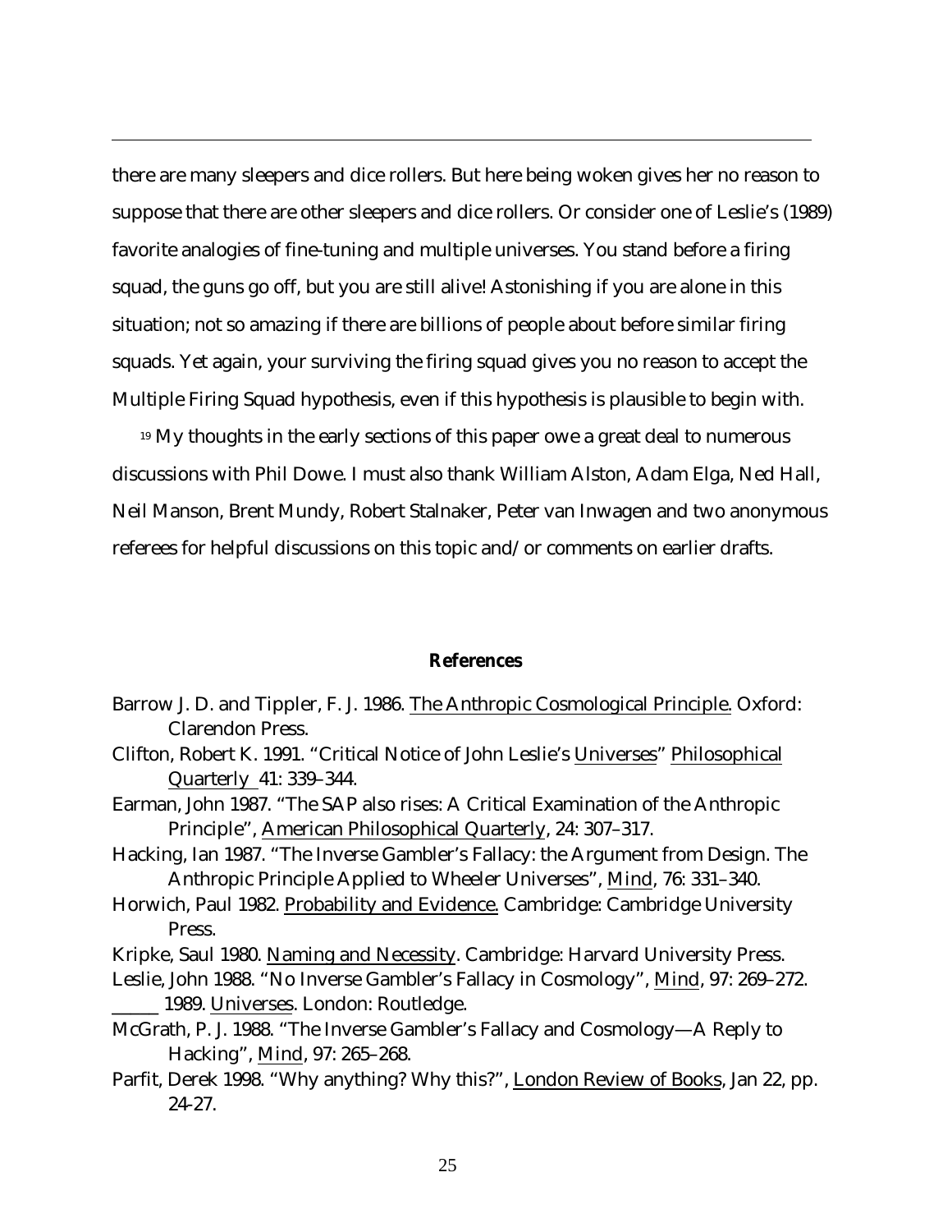there are many sleepers and dice rollers. But here being woken gives her no reason to suppose that there are other sleepers and dice rollers. Or consider one of Leslie's (1989) favorite analogies of fine-tuning and multiple universes. You stand before a firing squad, the guns go off, but you are still alive! Astonishing if you are alone in this situation; not so amazing if there are billions of people about before similar firing squads. Yet again, your surviving the firing squad gives you no reason to accept the Multiple Firing Squad hypothesis, even if this hypothesis is plausible to begin with.

[19] My thoughts in the early sections of this paper owe a great deal to numerous discussions with Phil Dowe. I must also thank William Alston, Adam Elga, Ned Hall, Neil Manson, Brent Mundy, Robert Stalnaker, Peter van Inwagen and two anonymous referees for helpful discussions on this topic and/or comments on earlier drafts.

## References

Barrow J. D. and Tippler, F. J. 1986. The Anthropic Cosmological Principle. Oxford: Clarendon Press.

Clifton, Robert K. 1991. "Critical Notice of John Leslie's Universes" Philosophical Quarterly 41: 339–344.

Earman, John 1987. "The SAP also rises: A Critical Examination of the Anthropic Principle", American Philosophical Quarterly, 24: 307–317.

Hacking, Ian 1987. "The Inverse Gambler's Fallacy: the Argument from Design. The Anthropic Principle Applied to Wheeler Universes", Mind, 76: 331–340.

Horwich, Paul 1982. Probability and Evidence. Cambridge: Cambridge University Press.

Kripke, Saul 1980. Naming and Necessity. Cambridge: Harvard University Press.

Leslie, John 1988. "No Inverse Gambler's Fallacy in Cosmology", Mind, 97: 269–272.

_____ 1989. Universes. London: Routledge.

McGrath, P. J. 1988. "The Inverse Gambler's Fallacy and Cosmology—A Reply to Hacking", Mind, 97: 265–268.

Parfit, Derek 1998. "Why anything? Why this?", London Review of Books, Jan 22, pp. 24-27.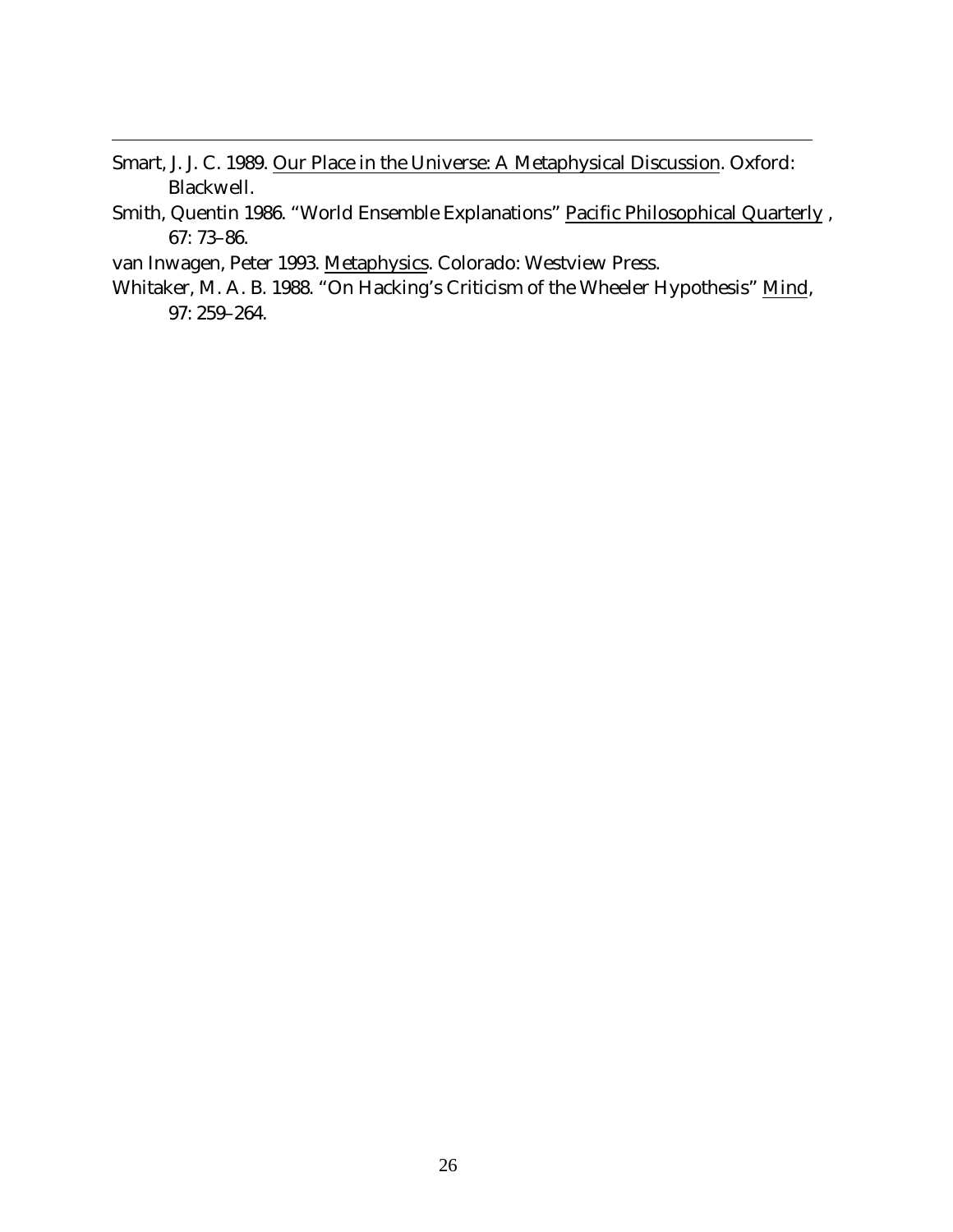Smart, J. J. C. 1989. Our Place in the Universe: A Metaphysical Discussion. Oxford: Blackwell.

Smith, Quentin 1986. "World Ensemble Explanations" Pacific Philosophical Quarterly , 67: 73–86.

van Inwagen, Peter 1993. Metaphysics. Colorado: Westview Press.

Whitaker, M. A. B. 1988. "On Hacking's Criticism of the Wheeler Hypothesis" Mind, 97: 259–264.